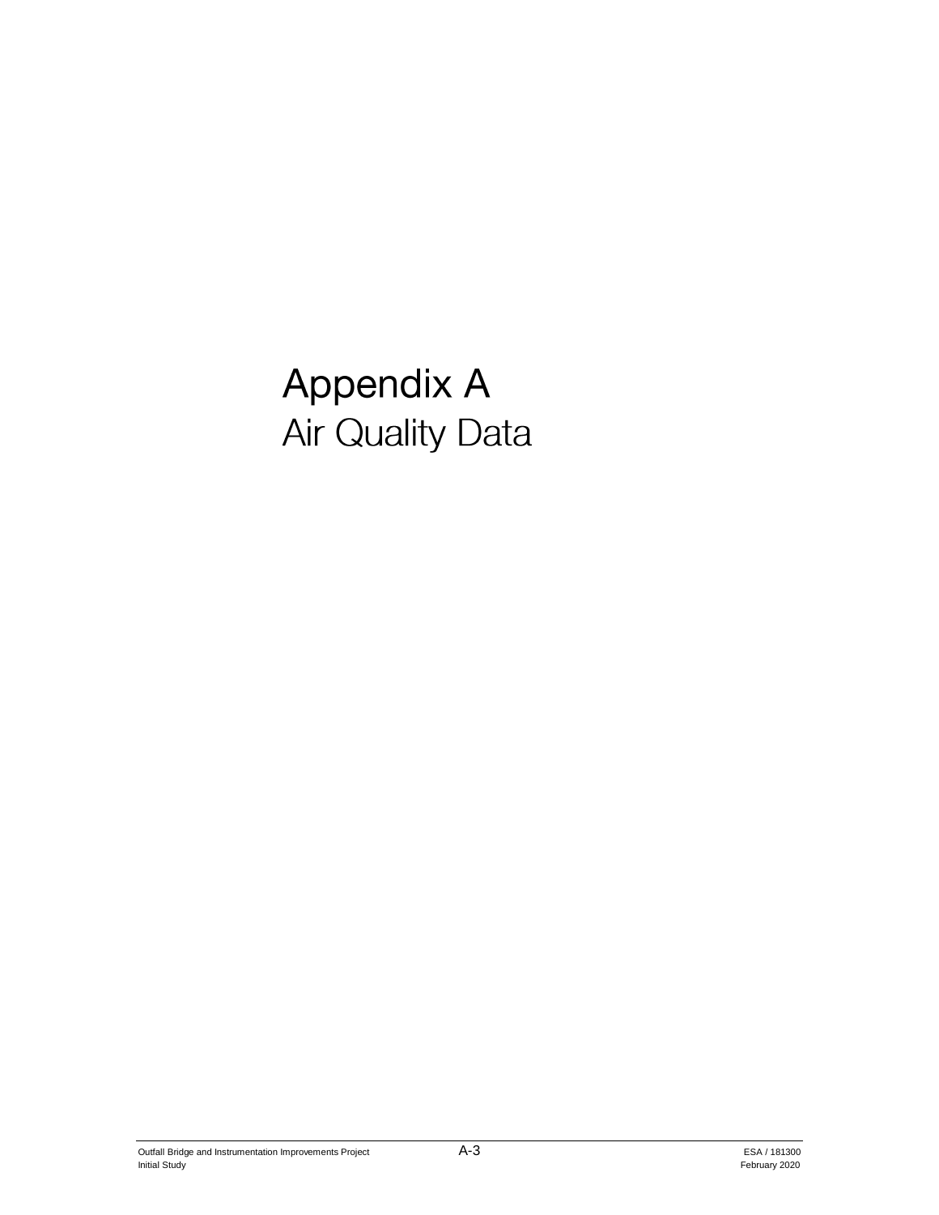# Appendix A

## Air Quality Data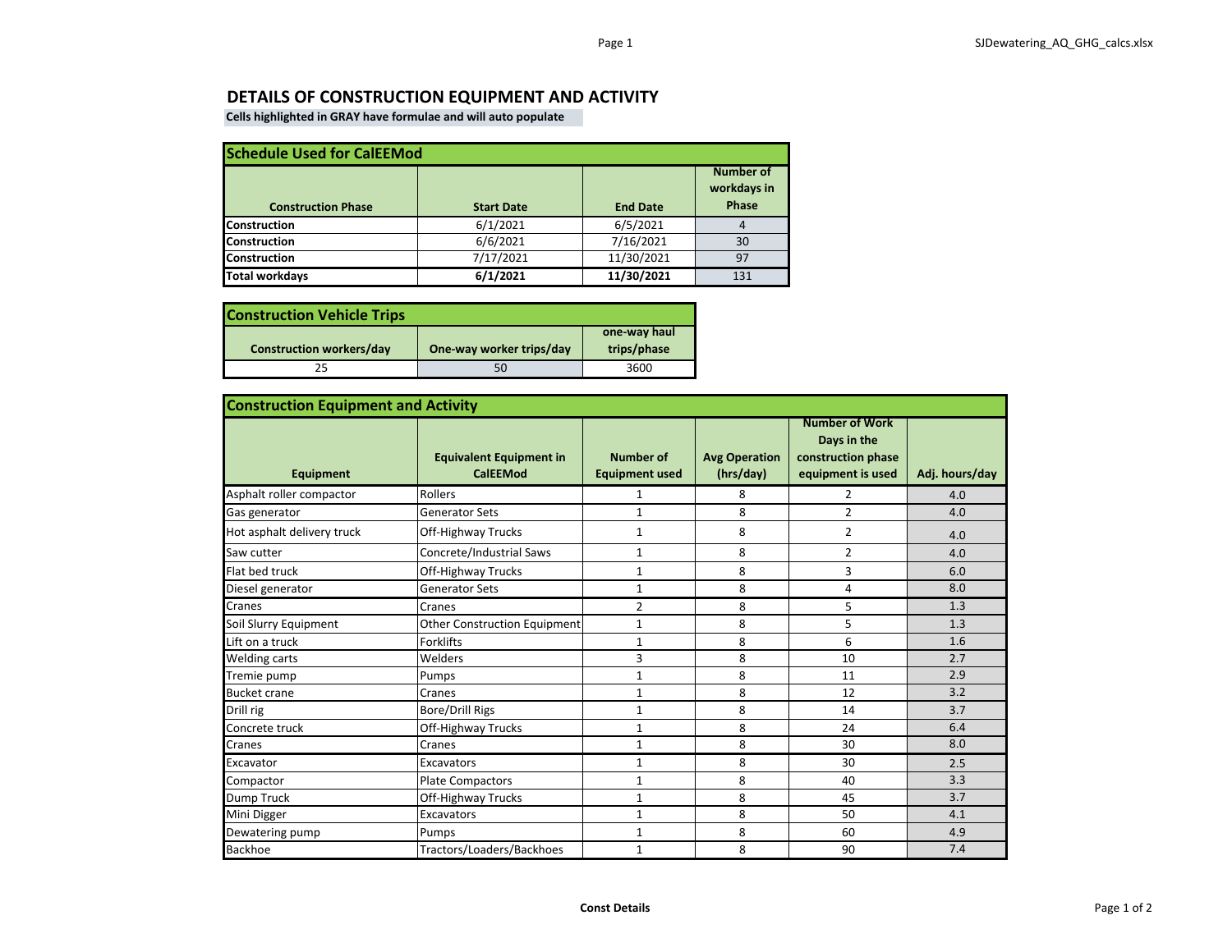# DETAILS OF CONSTRUCTION EQUIPMENT AND ACTIVITY

**Cells highlighted in GRAY have formulae and will auto populate**

| Schedule Used for CalEEMod | | | |
|---|---|---|---|
| **Construction Phase** | **Start Date** | **End Date** | **Number of workdays in Phase** |
| **Construction** | 6/1/2021 | 6/5/2021 | 4 |
| **Construction** | 6/6/2021 | 7/16/2021 | 30 |
| **Construction** | 7/17/2021 | 11/30/2021 | 97 |
| **Total workdays** | **6/1/2021** | **11/30/2021** | 131 |

| Construction Vehicle Trips | | |
|---|---|---|
| **Construction workers/day** | **One-way worker trips/day** | **one-way haul trips/phase** |
| 25 | 50 | 3600 |

| Construction Equipment and Activity | | | | | |
|---|---|---|---|---|---|
| **Equipment** | **Equivalent Equipment in CalEEMod** | **Number of Equipment used** | **Avg Operation (hrs/day)** | **Number of Work Days in the construction phase equipment is used** | **Adj. hours/day** |
| Asphalt roller compactor | Rollers | 1 | 8 | 2 | 4.0 |
| Gas generator | Generator Sets | 1 | 8 | 2 | 4.0 |
| Hot asphalt delivery truck | Off-Highway Trucks | 1 | 8 | 2 | 4.0 |
| Saw cutter | Concrete/Industrial Saws | 1 | 8 | 2 | 4.0 |
| Flat bed truck | Off-Highway Trucks | 1 | 8 | 3 | 6.0 |
| Diesel generator | Generator Sets | 1 | 8 | 4 | 8.0 |
| Cranes | Cranes | 2 | 8 | 5 | 1.3 |
| Soil Slurry Equipment | Other Construction Equipment | 1 | 8 | 5 | 1.3 |
| Lift on a truck | Forklifts | 1 | 8 | 6 | 1.6 |
| Welding carts | Welders | 3 | 8 | 10 | 2.7 |
| Tremie pump | Pumps | 1 | 8 | 11 | 2.9 |
| Bucket crane | Cranes | 1 | 8 | 12 | 3.2 |
| Drill rig | Bore/Drill Rigs | 1 | 8 | 14 | 3.7 |
| Concrete truck | Off-Highway Trucks | 1 | 8 | 24 | 6.4 |
| Cranes | Cranes | 1 | 8 | 30 | 8.0 |
| Excavator | Excavators | 1 | 8 | 30 | 2.5 |
| Compactor | Plate Compactors | 1 | 8 | 40 | 3.3 |
| Dump Truck | Off-Highway Trucks | 1 | 8 | 45 | 3.7 |
| Mini Digger | Excavators | 1 | 8 | 50 | 4.1 |
| Dewatering pump | Pumps | 1 | 8 | 60 | 4.9 |
| Backhoe | Tractors/Loaders/Backhoes | 1 | 8 | 90 | 7.4 |

**Const Details**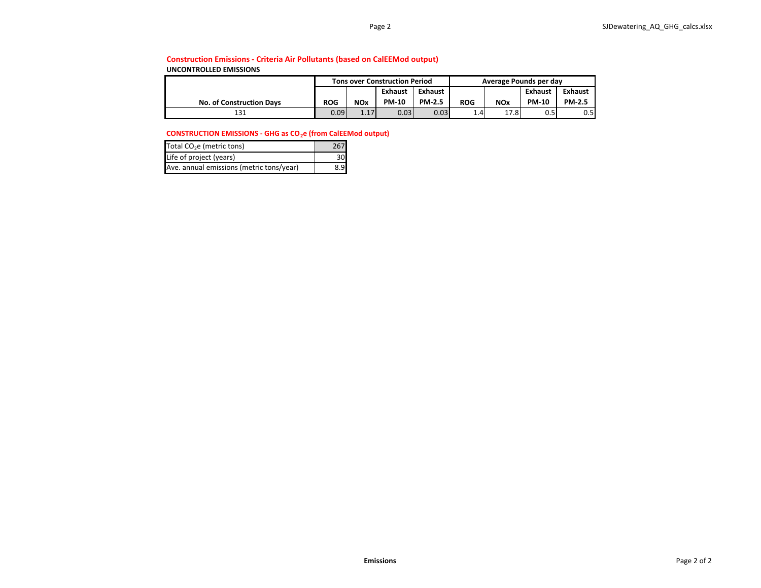### Construction Emissions - Criteria Air Pollutants (based on CalEEMod output)

**UNCONTROLLED EMISSIONS**

| No. of Construction Days | Tons over Construction Period | | | | Average Pounds per day | | | |
|---|---|---|---|---|---|---|---|---|
| | ROG | NOx | Exhaust PM-10 | Exhaust PM-2.5 | ROG | NOx | Exhaust PM-10 | Exhaust PM-2.5 |
| 131 | 0.09 | 1.17 | 0.03 | 0.03 | 1.4 | 17.8 | 0.5 | 0.5 |

### CONSTRUCTION EMISSIONS - GHG as $CO_2$e (from CalEEMod output)

| | |
|---|---|
| Total $CO_2$e (metric tons) | 267 |
| Life of project (years) | 30 |
| Ave. annual emissions (metric tons/year) | 8.9 |

**Emissions**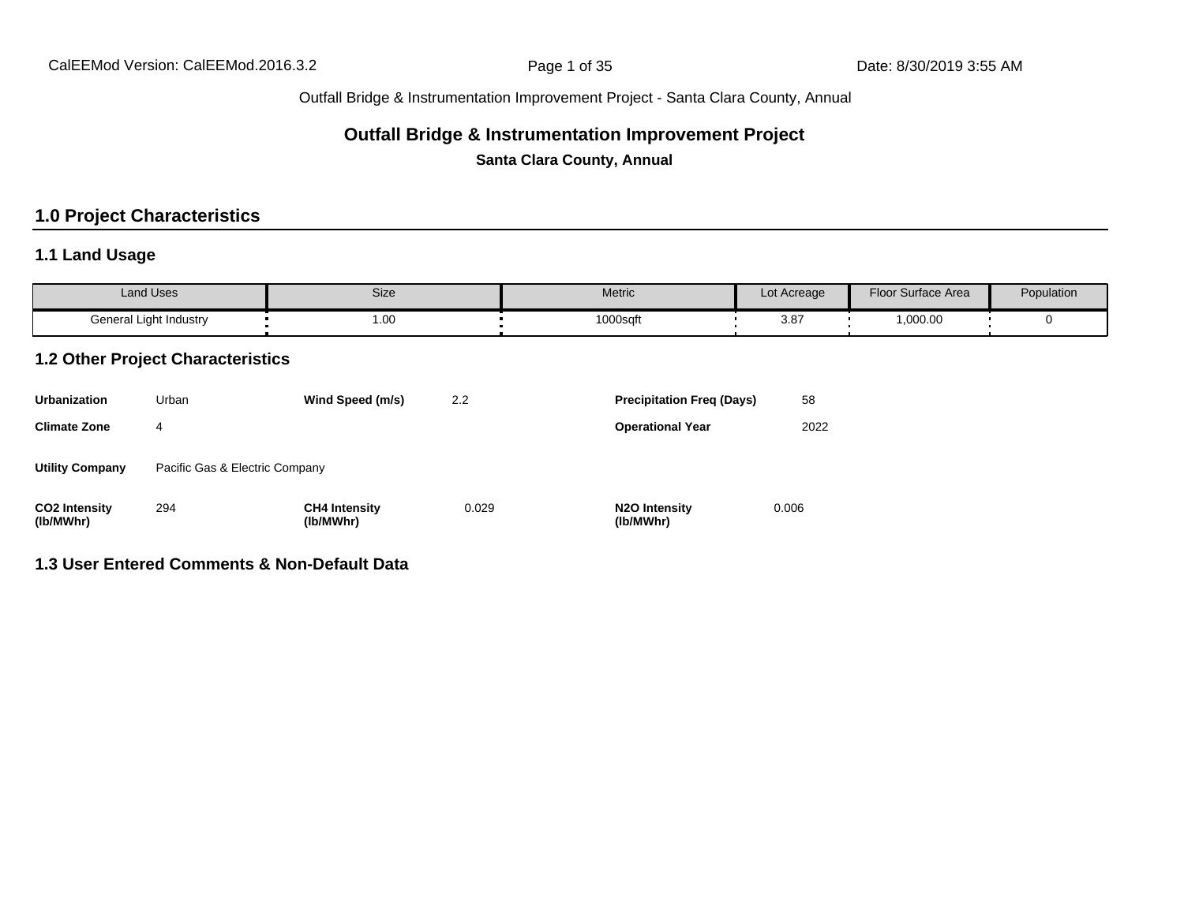Outfall Bridge & Instrumentation Improvement Project - Santa Clara County, Annual

# Outfall Bridge & Instrumentation Improvement Project

**Santa Clara County, Annual**

## 1.0 Project Characteristics

### 1.1 Land Usage

| Land Uses | Size | Metric | Lot Acreage | Floor Surface Area | Population |
|---|---|---|---|---|---|
| General Light Industry | 1.00 | 1000sqft | 3.87 | 1,000.00 | 0 |

### 1.2 Other Project Characteristics

| | | | | | |
|---|---|---|---|---|---|
| **Urbanization** | Urban | **Wind Speed (m/s)** | 2.2 | **Precipitation Freq (Days)** | 58 |
| **Climate Zone** | 4 | | | **Operational Year** | 2022 |
| **Utility Company** | Pacific Gas & Electric Company | | | | |
| **CO2 Intensity (lb/MWhr)** | 294 | **CH4 Intensity (lb/MWhr)** | 0.029 | **N2O Intensity (lb/MWhr)** | 0.006 |

### 1.3 User Entered Comments & Non-Default Data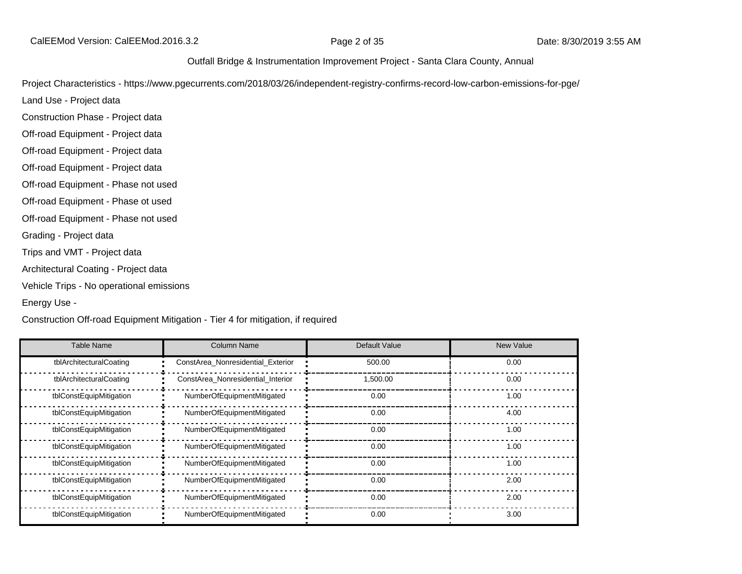Project Characteristics - https://www.pgecurrents.com/2018/03/26/independent-registry-confirms-record-low-carbon-emissions-for-pge/

Land Use - Project data

Construction Phase - Project data

Off-road Equipment - Project data

Off-road Equipment - Project data

Off-road Equipment - Project data

Off-road Equipment - Phase not used

Off-road Equipment - Phase ot used

Off-road Equipment - Phase not used

Grading - Project data

Trips and VMT - Project data

Architectural Coating - Project data

Vehicle Trips - No operational emissions

Energy Use -

Construction Off-road Equipment Mitigation - Tier 4 for mitigation, if required

| Table Name | Column Name | Default Value | New Value |
|---|---|---|---|
| tblArchitecturalCoating | ConstArea_Nonresidential_Exterior | 500.00 | 0.00 |
| tblArchitecturalCoating | ConstArea_Nonresidential_Interior | 1,500.00 | 0.00 |
| tblConstEquipMitigation | NumberOfEquipmentMitigated | 0.00 | 1.00 |
| tblConstEquipMitigation | NumberOfEquipmentMitigated | 0.00 | 4.00 |
| tblConstEquipMitigation | NumberOfEquipmentMitigated | 0.00 | 1.00 |
| tblConstEquipMitigation | NumberOfEquipmentMitigated | 0.00 | 1.00 |
| tblConstEquipMitigation | NumberOfEquipmentMitigated | 0.00 | 1.00 |
| tblConstEquipMitigation | NumberOfEquipmentMitigated | 0.00 | 2.00 |
| tblConstEquipMitigation | NumberOfEquipmentMitigated | 0.00 | 2.00 |
| tblConstEquipMitigation | NumberOfEquipmentMitigated | 0.00 | 3.00 |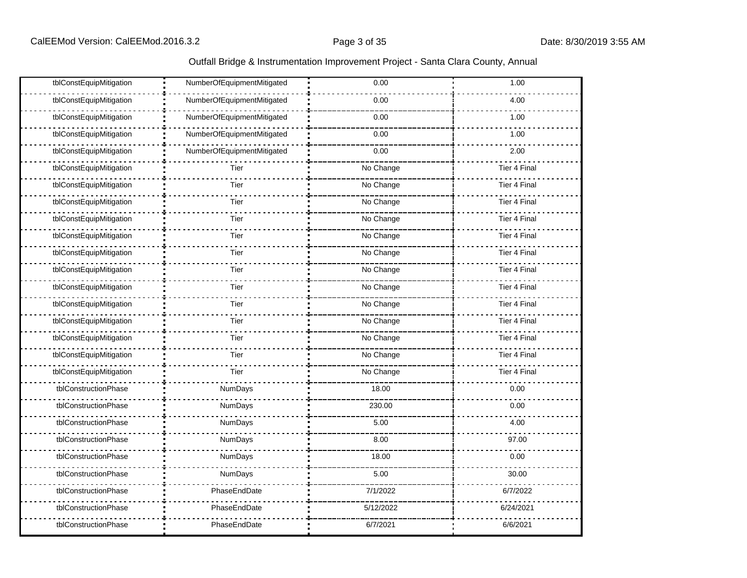| tblConstEquipMitigation | NumberOfEquipmentMitigated | 0.00 | 1.00 |
|---|---|---|---|
| tblConstEquipMitigation | NumberOfEquipmentMitigated | 0.00 | 4.00 |
| tblConstEquipMitigation | NumberOfEquipmentMitigated | 0.00 | 1.00 |
| tblConstEquipMitigation | NumberOfEquipmentMitigated | 0.00 | 1.00 |
| tblConstEquipMitigation | NumberOfEquipmentMitigated | 0.00 | 2.00 |
| tblConstEquipMitigation | Tier | No Change | Tier 4 Final |
| tblConstEquipMitigation | Tier | No Change | Tier 4 Final |
| tblConstEquipMitigation | Tier | No Change | Tier 4 Final |
| tblConstEquipMitigation | Tier | No Change | Tier 4 Final |
| tblConstEquipMitigation | Tier | No Change | Tier 4 Final |
| tblConstEquipMitigation | Tier | No Change | Tier 4 Final |
| tblConstEquipMitigation | Tier | No Change | Tier 4 Final |
| tblConstEquipMitigation | Tier | No Change | Tier 4 Final |
| tblConstEquipMitigation | Tier | No Change | Tier 4 Final |
| tblConstEquipMitigation | Tier | No Change | Tier 4 Final |
| tblConstEquipMitigation | Tier | No Change | Tier 4 Final |
| tblConstEquipMitigation | Tier | No Change | Tier 4 Final |
| tblConstEquipMitigation | Tier | No Change | Tier 4 Final |
| tblConstructionPhase | NumDays | 18.00 | 0.00 |
| tblConstructionPhase | NumDays | 230.00 | 0.00 |
| tblConstructionPhase | NumDays | 5.00 | 4.00 |
| tblConstructionPhase | NumDays | 8.00 | 97.00 |
| tblConstructionPhase | NumDays | 18.00 | 0.00 |
| tblConstructionPhase | NumDays | 5.00 | 30.00 |
| tblConstructionPhase | PhaseEndDate | 7/1/2022 | 6/7/2022 |
| tblConstructionPhase | PhaseEndDate | 5/12/2022 | 6/24/2021 |
| tblConstructionPhase | PhaseEndDate | 6/7/2021 | 6/6/2021 |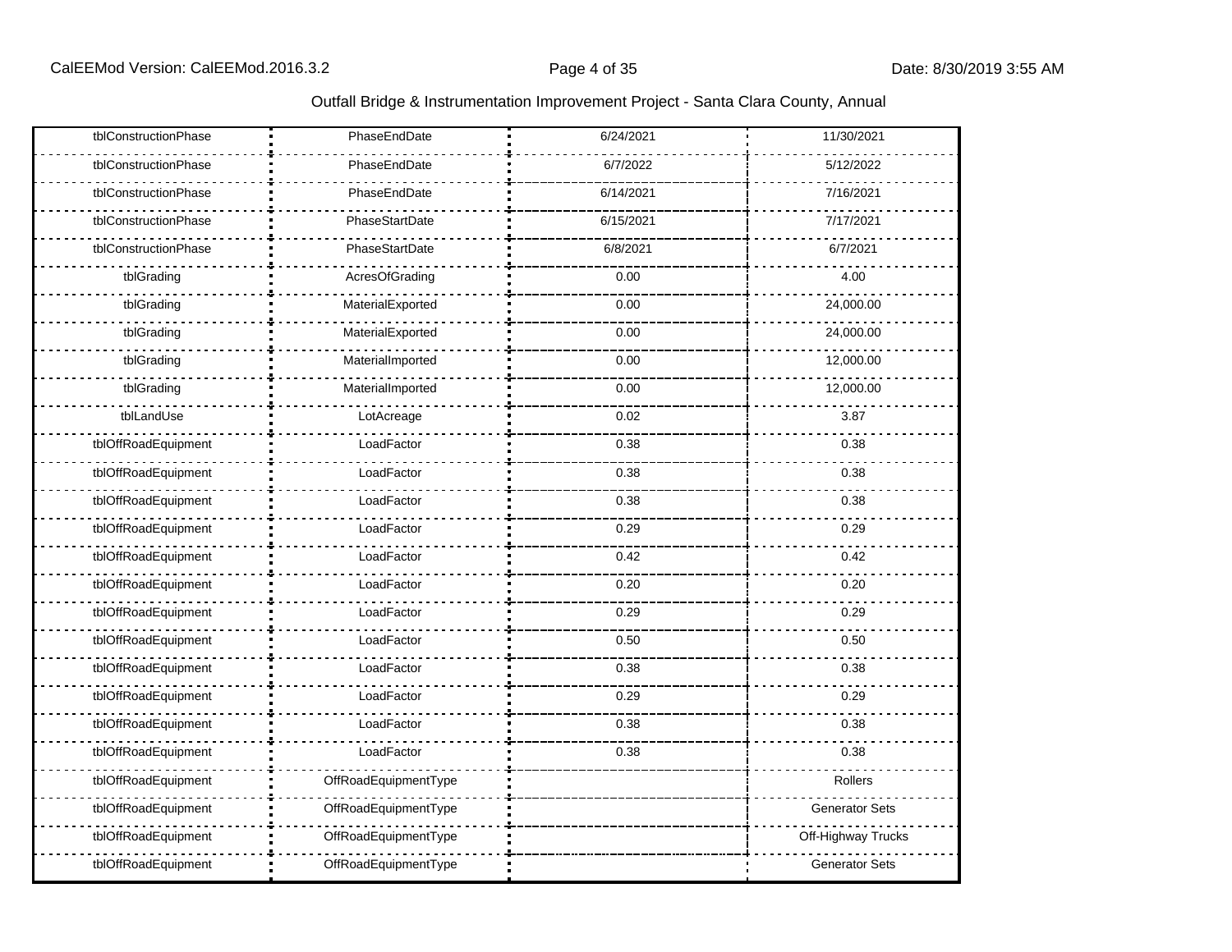Outfall Bridge & Instrumentation Improvement Project - Santa Clara County, Annual

| | | | |
|---|---|---|---|
| tblConstructionPhase | PhaseEndDate | 6/24/2021 | 11/30/2021 |
| tblConstructionPhase | PhaseEndDate | 6/7/2022 | 5/12/2022 |
| tblConstructionPhase | PhaseEndDate | 6/14/2021 | 7/16/2021 |
| tblConstructionPhase | PhaseStartDate | 6/15/2021 | 7/17/2021 |
| tblConstructionPhase | PhaseStartDate | 6/8/2021 | 6/7/2021 |
| tblGrading | AcresOfGrading | 0.00 | 4.00 |
| tblGrading | MaterialExported | 0.00 | 24,000.00 |
| tblGrading | MaterialExported | 0.00 | 24,000.00 |
| tblGrading | MaterialImported | 0.00 | 12,000.00 |
| tblGrading | MaterialImported | 0.00 | 12,000.00 |
| tblLandUse | LotAcreage | 0.02 | 3.87 |
| tblOffRoadEquipment | LoadFactor | 0.38 | 0.38 |
| tblOffRoadEquipment | LoadFactor | 0.38 | 0.38 |
| tblOffRoadEquipment | LoadFactor | 0.38 | 0.38 |
| tblOffRoadEquipment | LoadFactor | 0.29 | 0.29 |
| tblOffRoadEquipment | LoadFactor | 0.42 | 0.42 |
| tblOffRoadEquipment | LoadFactor | 0.20 | 0.20 |
| tblOffRoadEquipment | LoadFactor | 0.29 | 0.29 |
| tblOffRoadEquipment | LoadFactor | 0.50 | 0.50 |
| tblOffRoadEquipment | LoadFactor | 0.38 | 0.38 |
| tblOffRoadEquipment | LoadFactor | 0.29 | 0.29 |
| tblOffRoadEquipment | LoadFactor | 0.38 | 0.38 |
| tblOffRoadEquipment | LoadFactor | 0.38 | 0.38 |
| tblOffRoadEquipment | OffRoadEquipmentType | | Rollers |
| tblOffRoadEquipment | OffRoadEquipmentType | | Generator Sets |
| tblOffRoadEquipment | OffRoadEquipmentType | | Off-Highway Trucks |
| tblOffRoadEquipment | OffRoadEquipmentType | | Generator Sets |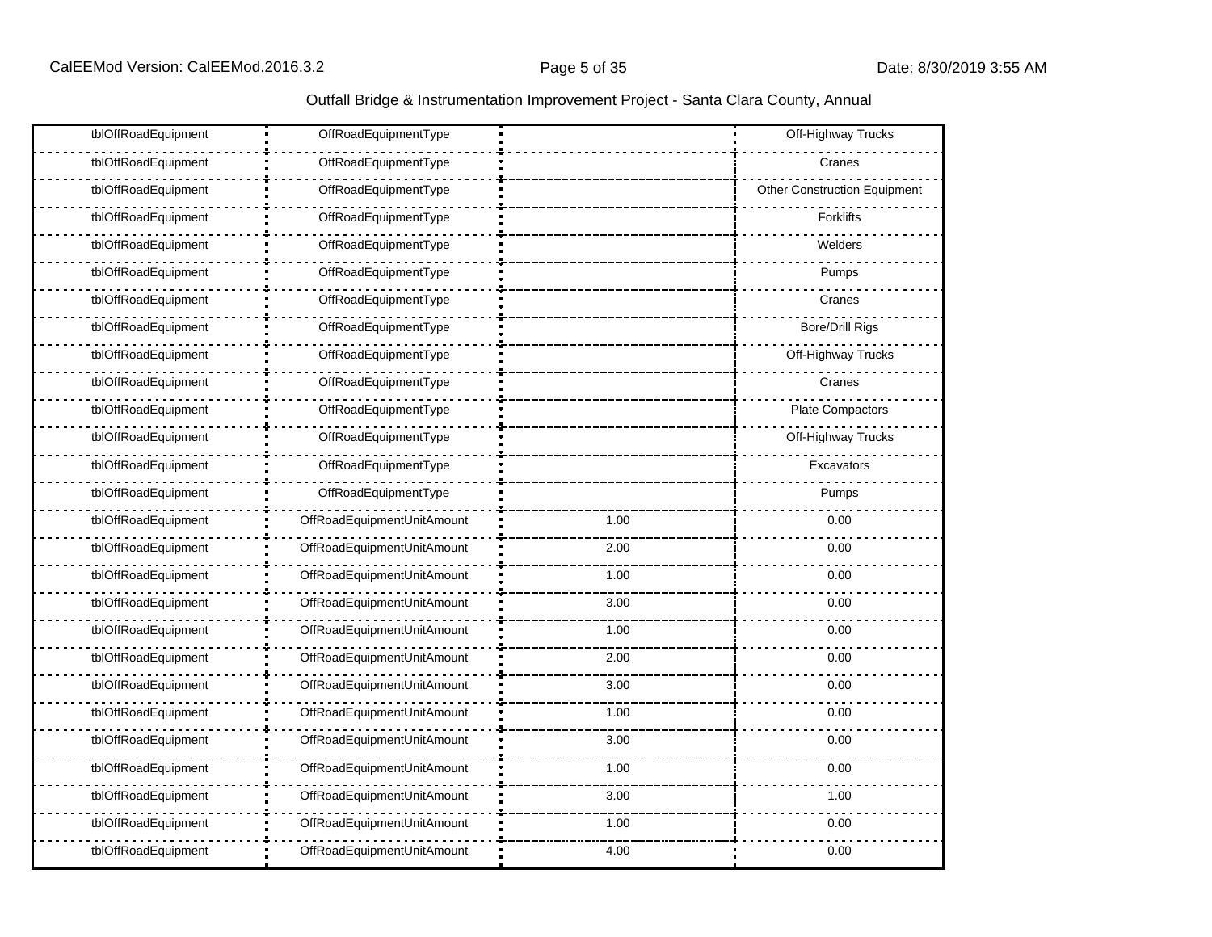| | | | |
|---|---|---|---|
| tblOffRoadEquipment | OffRoadEquipmentType | | Off-Highway Trucks |
| tblOffRoadEquipment | OffRoadEquipmentType | | Cranes |
| tblOffRoadEquipment | OffRoadEquipmentType | | Other Construction Equipment |
| tblOffRoadEquipment | OffRoadEquipmentType | | Forklifts |
| tblOffRoadEquipment | OffRoadEquipmentType | | Welders |
| tblOffRoadEquipment | OffRoadEquipmentType | | Pumps |
| tblOffRoadEquipment | OffRoadEquipmentType | | Cranes |
| tblOffRoadEquipment | OffRoadEquipmentType | | Bore/Drill Rigs |
| tblOffRoadEquipment | OffRoadEquipmentType | | Off-Highway Trucks |
| tblOffRoadEquipment | OffRoadEquipmentType | | Cranes |
| tblOffRoadEquipment | OffRoadEquipmentType | | Plate Compactors |
| tblOffRoadEquipment | OffRoadEquipmentType | | Off-Highway Trucks |
| tblOffRoadEquipment | OffRoadEquipmentType | | Excavators |
| tblOffRoadEquipment | OffRoadEquipmentType | | Pumps |
| tblOffRoadEquipment | OffRoadEquipmentUnitAmount | 1.00 | 0.00 |
| tblOffRoadEquipment | OffRoadEquipmentUnitAmount | 2.00 | 0.00 |
| tblOffRoadEquipment | OffRoadEquipmentUnitAmount | 1.00 | 0.00 |
| tblOffRoadEquipment | OffRoadEquipmentUnitAmount | 3.00 | 0.00 |
| tblOffRoadEquipment | OffRoadEquipmentUnitAmount | 1.00 | 0.00 |
| tblOffRoadEquipment | OffRoadEquipmentUnitAmount | 2.00 | 0.00 |
| tblOffRoadEquipment | OffRoadEquipmentUnitAmount | 3.00 | 0.00 |
| tblOffRoadEquipment | OffRoadEquipmentUnitAmount | 1.00 | 0.00 |
| tblOffRoadEquipment | OffRoadEquipmentUnitAmount | 3.00 | 0.00 |
| tblOffRoadEquipment | OffRoadEquipmentUnitAmount | 1.00 | 0.00 |
| tblOffRoadEquipment | OffRoadEquipmentUnitAmount | 3.00 | 1.00 |
| tblOffRoadEquipment | OffRoadEquipmentUnitAmount | 1.00 | 0.00 |
| tblOffRoadEquipment | OffRoadEquipmentUnitAmount | 4.00 | 0.00 |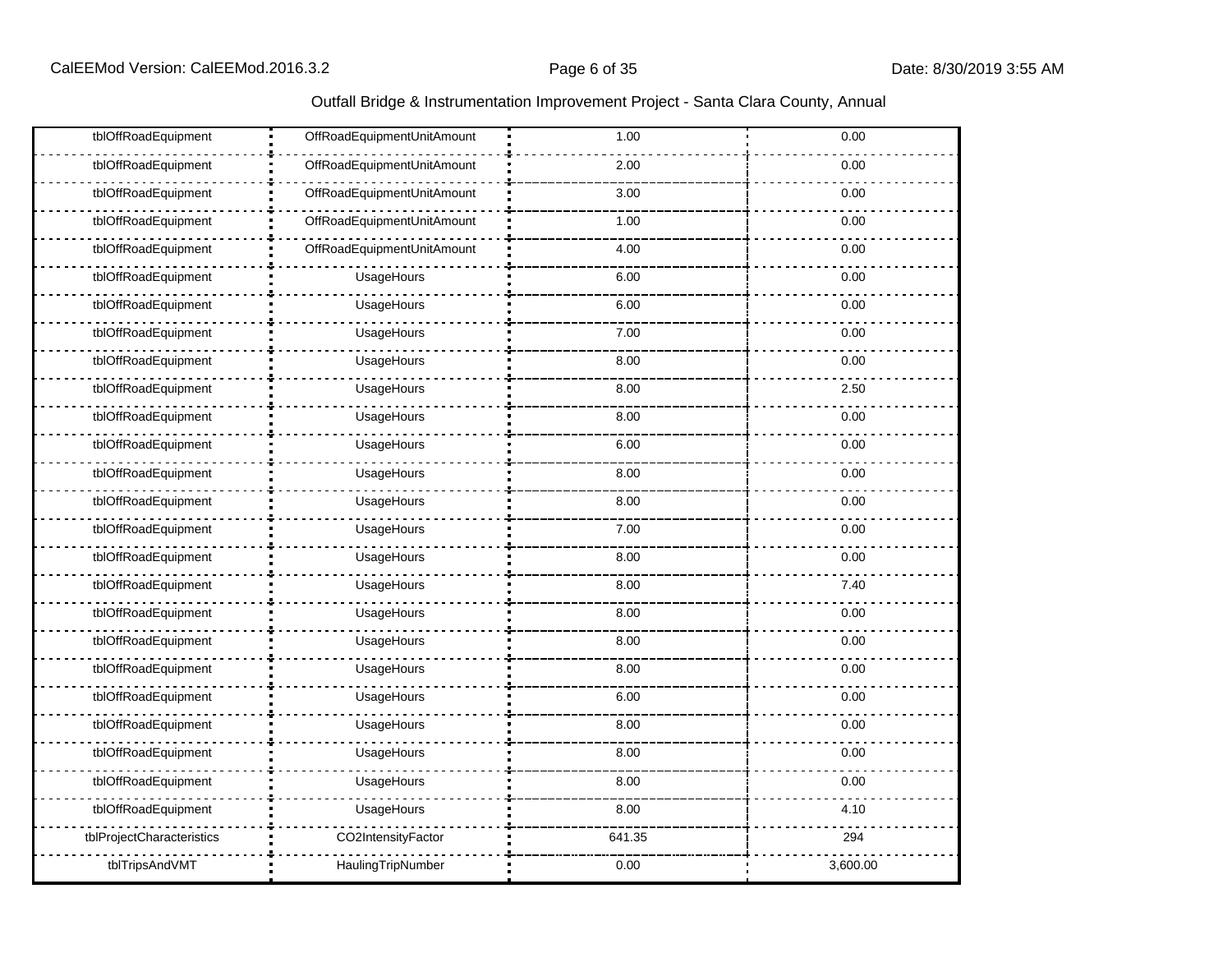| tblOffRoadEquipment | OffRoadEquipmentUnitAmount | 1.00 | 0.00 |
|---|---|---|---|
| tblOffRoadEquipment | OffRoadEquipmentUnitAmount | 2.00 | 0.00 |
| tblOffRoadEquipment | OffRoadEquipmentUnitAmount | 3.00 | 0.00 |
| tblOffRoadEquipment | OffRoadEquipmentUnitAmount | 1.00 | 0.00 |
| tblOffRoadEquipment | OffRoadEquipmentUnitAmount | 4.00 | 0.00 |
| tblOffRoadEquipment | UsageHours | 6.00 | 0.00 |
| tblOffRoadEquipment | UsageHours | 6.00 | 0.00 |
| tblOffRoadEquipment | UsageHours | 7.00 | 0.00 |
| tblOffRoadEquipment | UsageHours | 8.00 | 0.00 |
| tblOffRoadEquipment | UsageHours | 8.00 | 2.50 |
| tblOffRoadEquipment | UsageHours | 8.00 | 0.00 |
| tblOffRoadEquipment | UsageHours | 6.00 | 0.00 |
| tblOffRoadEquipment | UsageHours | 8.00 | 0.00 |
| tblOffRoadEquipment | UsageHours | 8.00 | 0.00 |
| tblOffRoadEquipment | UsageHours | 7.00 | 0.00 |
| tblOffRoadEquipment | UsageHours | 8.00 | 0.00 |
| tblOffRoadEquipment | UsageHours | 8.00 | 7.40 |
| tblOffRoadEquipment | UsageHours | 8.00 | 0.00 |
| tblOffRoadEquipment | UsageHours | 8.00 | 0.00 |
| tblOffRoadEquipment | UsageHours | 8.00 | 0.00 |
| tblOffRoadEquipment | UsageHours | 6.00 | 0.00 |
| tblOffRoadEquipment | UsageHours | 8.00 | 0.00 |
| tblOffRoadEquipment | UsageHours | 8.00 | 0.00 |
| tblOffRoadEquipment | UsageHours | 8.00 | 0.00 |
| tblOffRoadEquipment | UsageHours | 8.00 | 4.10 |
| tblProjectCharacteristics | CO2IntensityFactor | 641.35 | 294 |
| tblTripsAndVMT | HaulingTripNumber | 0.00 | 3,600.00 |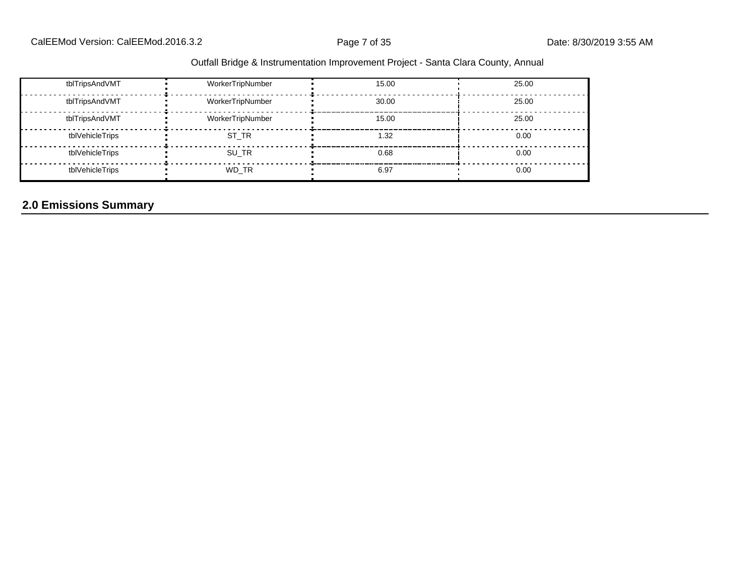| tblTripsAndVMT | WorkerTripNumber | 15.00 | 25.00 |
|---|---|---|---|
| tblTripsAndVMT | WorkerTripNumber | 30.00 | 25.00 |
| tblTripsAndVMT | WorkerTripNumber | 15.00 | 25.00 |
| tblVehicleTrips | ST_TR | 1.32 | 0.00 |
| tblVehicleTrips | SU_TR | 0.68 | 0.00 |
| tblVehicleTrips | WD_TR | 6.97 | 0.00 |

## 2.0 Emissions Summary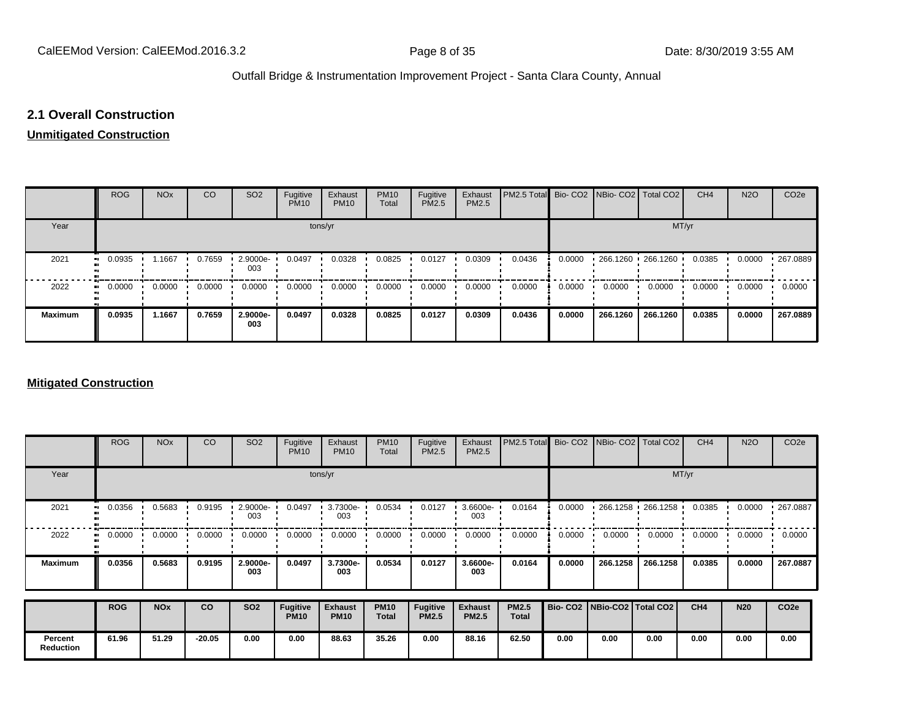## 2.1 Overall Construction

**Unmitigated Construction**

| | ROG | NOx | CO | SO2 | Fugitive PM10 | Exhaust PM10 | PM10 Total | Fugitive PM2.5 | Exhaust PM2.5 | PM2.5 Total | Bio- CO2 | NBio- CO2 | Total CO2 | CH4 | N2O | CO2e |
|---|---|---|---|---|---|---|---|---|---|---|---|---|---|---|---|---|
| Year | tons/yr | | | | | | | | | | MT/yr | | | | | |
| 2021 | 0.0935 | 1.1667 | 0.7659 | 2.9000e-003 | 0.0497 | 0.0328 | 0.0825 | 0.0127 | 0.0309 | 0.0436 | 0.0000 | 266.1260 | 266.1260 | 0.0385 | 0.0000 | 267.0889 |
| 2022 | 0.0000 | 0.0000 | 0.0000 | 0.0000 | 0.0000 | 0.0000 | 0.0000 | 0.0000 | 0.0000 | 0.0000 | 0.0000 | 0.0000 | 0.0000 | 0.0000 | 0.0000 | 0.0000 |
| **Maximum** | **0.0935** | **1.1667** | **0.7659** | **2.9000e-003** | **0.0497** | **0.0328** | **0.0825** | **0.0127** | **0.0309** | **0.0436** | **0.0000** | **266.1260** | **266.1260** | **0.0385** | **0.0000** | **267.0889** |

**Mitigated Construction**

| | ROG | NOx | CO | SO2 | Fugitive PM10 | Exhaust PM10 | PM10 Total | Fugitive PM2.5 | Exhaust PM2.5 | PM2.5 Total | Bio- CO2 | NBio- CO2 | Total CO2 | CH4 | N2O | CO2e |
|---|---|---|---|---|---|---|---|---|---|---|---|---|---|---|---|---|
| Year | tons/yr | | | | | | | | | | MT/yr | | | | | |
| 2021 | 0.0356 | 0.5683 | 0.9195 | 2.9000e-003 | 0.0497 | 3.7300e-003 | 0.0534 | 0.0127 | 3.6600e-003 | 0.0164 | 0.0000 | 266.1258 | 266.1258 | 0.0385 | 0.0000 | 267.0887 |
| 2022 | 0.0000 | 0.0000 | 0.0000 | 0.0000 | 0.0000 | 0.0000 | 0.0000 | 0.0000 | 0.0000 | 0.0000 | 0.0000 | 0.0000 | 0.0000 | 0.0000 | 0.0000 | 0.0000 |
| **Maximum** | **0.0356** | **0.5683** | **0.9195** | **2.9000e-003** | **0.0497** | **3.7300e-003** | **0.0534** | **0.0127** | **3.6600e-003** | **0.0164** | **0.0000** | **266.1258** | **266.1258** | **0.0385** | **0.0000** | **267.0887** |

| | **ROG** | **NOx** | **CO** | **SO2** | **Fugitive PM10** | **Exhaust PM10** | **PM10 Total** | **Fugitive PM2.5** | **Exhaust PM2.5** | **PM2.5 Total** | **Bio- CO2** | **NBio-CO2** | **Total CO2** | **CH4** | **N20** | **CO2e** |
|---|---|---|---|---|---|---|---|---|---|---|---|---|---|---|---|---|
| **Percent Reduction** | **61.96** | **51.29** | **-20.05** | **0.00** | **0.00** | **88.63** | **35.26** | **0.00** | **88.16** | **62.50** | **0.00** | **0.00** | **0.00** | **0.00** | **0.00** | **0.00** |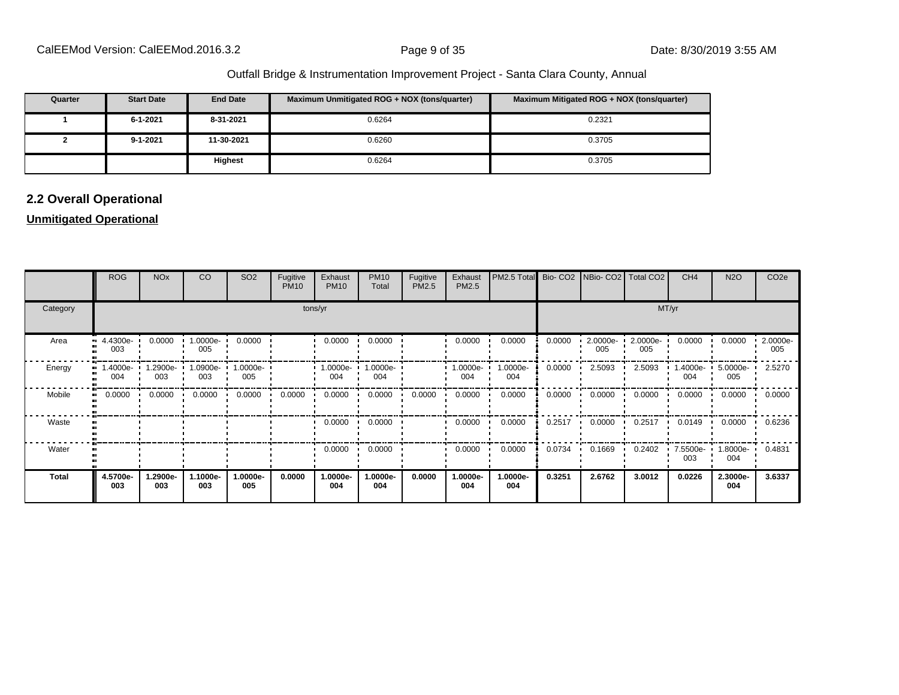Outfall Bridge & Instrumentation Improvement Project - Santa Clara County, Annual

| Quarter | Start Date | End Date | Maximum Unmitigated ROG + NOX (tons/quarter) | Maximum Mitigated ROG + NOX (tons/quarter) |
|---|---|---|---|---|
| 1 | 6-1-2021 | 8-31-2021 | 0.6264 | 0.2321 |
| 2 | 9-1-2021 | 11-30-2021 | 0.6260 | 0.3705 |
| | | Highest | 0.6264 | 0.3705 |

## 2.2 Overall Operational

**Unmitigated Operational**

| | ROG | NOx | CO | SO2 | Fugitive PM10 | Exhaust PM10 | PM10 Total | Fugitive PM2.5 | Exhaust PM2.5 | PM2.5 Total | Bio- CO2 | NBio- CO2 | Total CO2 | CH4 | N2O | CO2e |
|---|---|---|---|---|---|---|---|---|---|---|---|---|---|---|---|---|
| Category | tons/yr | | | | | | | | | | MT/yr | | | | | |
| Area | 4.4300e-003 | 0.0000 | 1.0000e-005 | 0.0000 | | 0.0000 | 0.0000 | | 0.0000 | 0.0000 | 0.0000 | 2.0000e-005 | 2.0000e-005 | 0.0000 | 0.0000 | 2.0000e-005 |
| Energy | 1.4000e-004 | 1.2900e-003 | 1.0900e-003 | 1.0000e-005 | | 1.0000e-004 | 1.0000e-004 | | 1.0000e-004 | 1.0000e-004 | 0.0000 | 2.5093 | 2.5093 | 1.4000e-004 | 5.0000e-005 | 2.5270 |
| Mobile | 0.0000 | 0.0000 | 0.0000 | 0.0000 | 0.0000 | 0.0000 | 0.0000 | 0.0000 | 0.0000 | 0.0000 | 0.0000 | 0.0000 | 0.0000 | 0.0000 | 0.0000 | 0.0000 |
| Waste | | | | | | 0.0000 | 0.0000 | | 0.0000 | 0.0000 | 0.2517 | 0.0000 | 0.2517 | 0.0149 | 0.0000 | 0.6236 |
| Water | | | | | | 0.0000 | 0.0000 | | 0.0000 | 0.0000 | 0.0734 | 0.1669 | 0.2402 | 7.5500e-003 | 1.8000e-004 | 0.4831 |
| **Total** | **4.5700e-003** | **1.2900e-003** | **1.1000e-003** | **1.0000e-005** | **0.0000** | **1.0000e-004** | **1.0000e-004** | **0.0000** | **1.0000e-004** | **1.0000e-004** | **0.3251** | **2.6762** | **3.0012** | **0.0226** | **2.3000e-004** | **3.6337** |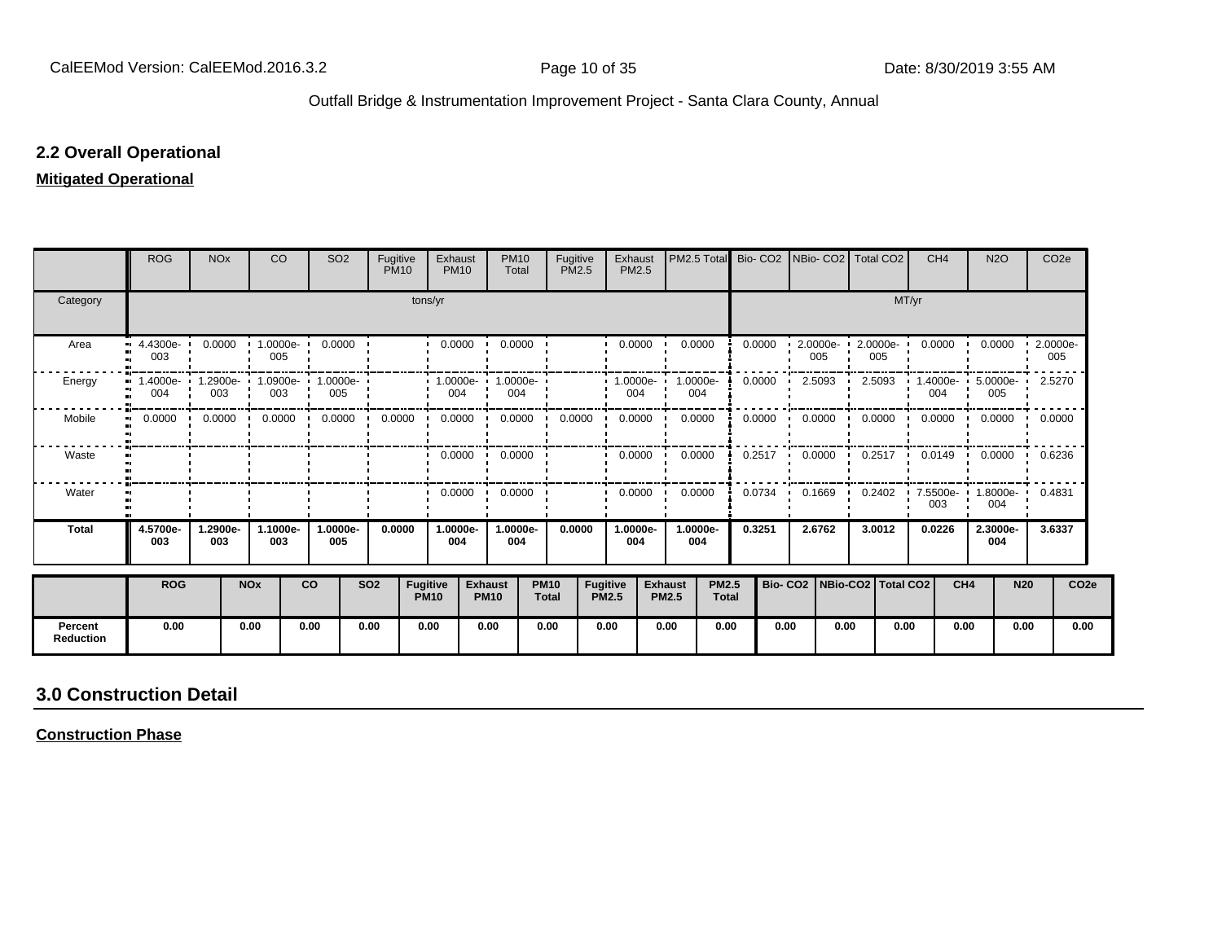## 2.2 Overall Operational

**Mitigated Operational**

| | ROG | NOx | CO | SO2 | Fugitive PM10 | Exhaust PM10 | PM10 Total | Fugitive PM2.5 | Exhaust PM2.5 | PM2.5 Total | Bio- CO2 | NBio- CO2 | Total CO2 | CH4 | N2O | CO2e |
|---|---|---|---|---|---|---|---|---|---|---|---|---|---|---|---|---|
| Category | tons/yr | | | | | | | | | | MT/yr | | | | | |
| Area | 4.4300e-003 | 0.0000 | 1.0000e-005 | 0.0000 | | 0.0000 | 0.0000 | | 0.0000 | 0.0000 | 0.0000 | 2.0000e-005 | 2.0000e-005 | 0.0000 | 0.0000 | 2.0000e-005 |
| Energy | 1.4000e-004 | 1.2900e-003 | 1.0900e-003 | 1.0000e-005 | | 1.0000e-004 | 1.0000e-004 | | 1.0000e-004 | 1.0000e-004 | 0.0000 | 2.5093 | 2.5093 | 1.4000e-004 | 5.0000e-005 | 2.5270 |
| Mobile | 0.0000 | 0.0000 | 0.0000 | 0.0000 | 0.0000 | 0.0000 | 0.0000 | 0.0000 | 0.0000 | 0.0000 | 0.0000 | 0.0000 | 0.0000 | 0.0000 | 0.0000 | 0.0000 |
| Waste | | | | | | 0.0000 | 0.0000 | | 0.0000 | 0.0000 | 0.2517 | 0.0000 | 0.2517 | 0.0149 | 0.0000 | 0.6236 |
| Water | | | | | | 0.0000 | 0.0000 | | 0.0000 | 0.0000 | 0.0734 | 0.1669 | 0.2402 | 7.5500e-003 | 1.8000e-004 | 0.4831 |
| **Total** | **4.5700e-003** | **1.2900e-003** | **1.1000e-003** | **1.0000e-005** | **0.0000** | **1.0000e-004** | **1.0000e-004** | **0.0000** | **1.0000e-004** | **1.0000e-004** | **0.3251** | **2.6762** | **3.0012** | **0.0226** | **2.3000e-004** | **3.6337** |

| | ROG | NOx | CO | SO2 | Fugitive PM10 | Exhaust PM10 | PM10 Total | Fugitive PM2.5 | Exhaust PM2.5 | PM2.5 Total | Bio- CO2 | NBio-CO2 | Total CO2 | CH4 | N20 | CO2e |
|---|---|---|---|---|---|---|---|---|---|---|---|---|---|---|---|---|
| **Percent Reduction** | 0.00 | 0.00 | 0.00 | 0.00 | 0.00 | 0.00 | 0.00 | 0.00 | 0.00 | 0.00 | 0.00 | 0.00 | 0.00 | 0.00 | 0.00 | 0.00 |

## 3.0 Construction Detail

**Construction Phase**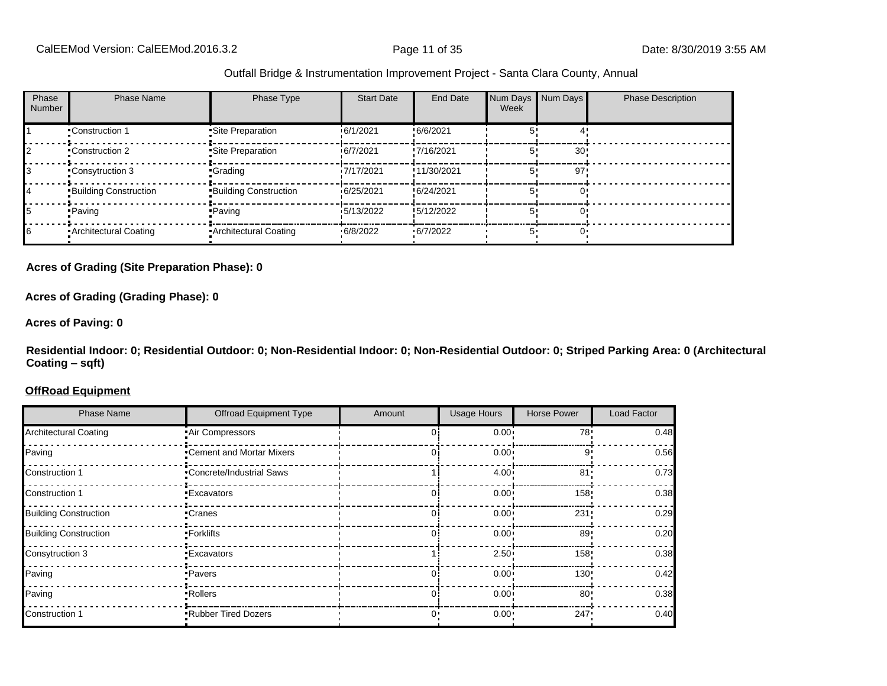| Phase Number | Phase Name | Phase Type | Start Date | End Date | Num Days Week | Num Days | Phase Description |
|---|---|---|---|---|---|---|---|
| 1 | Construction 1 | Site Preparation | 6/1/2021 | 6/6/2021 | 5 | 4 | |
| 2 | Construction 2 | Site Preparation | 6/7/2021 | 7/16/2021 | 5 | 30 | |
| 3 | Consytruction 3 | Grading | 7/17/2021 | 11/30/2021 | 5 | 97 | |
| 4 | Building Construction | Building Construction | 6/25/2021 | 6/24/2021 | 5 | 0 | |
| 5 | Paving | Paving | 5/13/2022 | 5/12/2022 | 5 | 0 | |
| 6 | Architectural Coating | Architectural Coating | 6/8/2022 | 6/7/2022 | 5 | 0 | |

**Acres of Grading (Site Preparation Phase): 0**

**Acres of Grading (Grading Phase): 0**

**Acres of Paving: 0**

**Residential Indoor: 0; Residential Outdoor: 0; Non-Residential Indoor: 0; Non-Residential Outdoor: 0; Striped Parking Area: 0 (Architectural Coating – sqft)**

**OffRoad Equipment**

| Phase Name | Offroad Equipment Type | Amount | Usage Hours | Horse Power | Load Factor |
|---|---|---|---|---|---|
| Architectural Coating | Air Compressors | 0 | 0.00 | 78 | 0.48 |
| Paving | Cement and Mortar Mixers | 0 | 0.00 | 9 | 0.56 |
| Construction 1 | Concrete/Industrial Saws | 1 | 4.00 | 81 | 0.73 |
| Construction 1 | Excavators | 0 | 0.00 | 158 | 0.38 |
| Building Construction | Cranes | 0 | 0.00 | 231 | 0.29 |
| Building Construction | Forklifts | 0 | 0.00 | 89 | 0.20 |
| Consytruction 3 | Excavators | 1 | 2.50 | 158 | 0.38 |
| Paving | Pavers | 0 | 0.00 | 130 | 0.42 |
| Paving | Rollers | 0 | 0.00 | 80 | 0.38 |
| Construction 1 | Rubber Tired Dozers | 0 | 0.00 | 247 | 0.40 |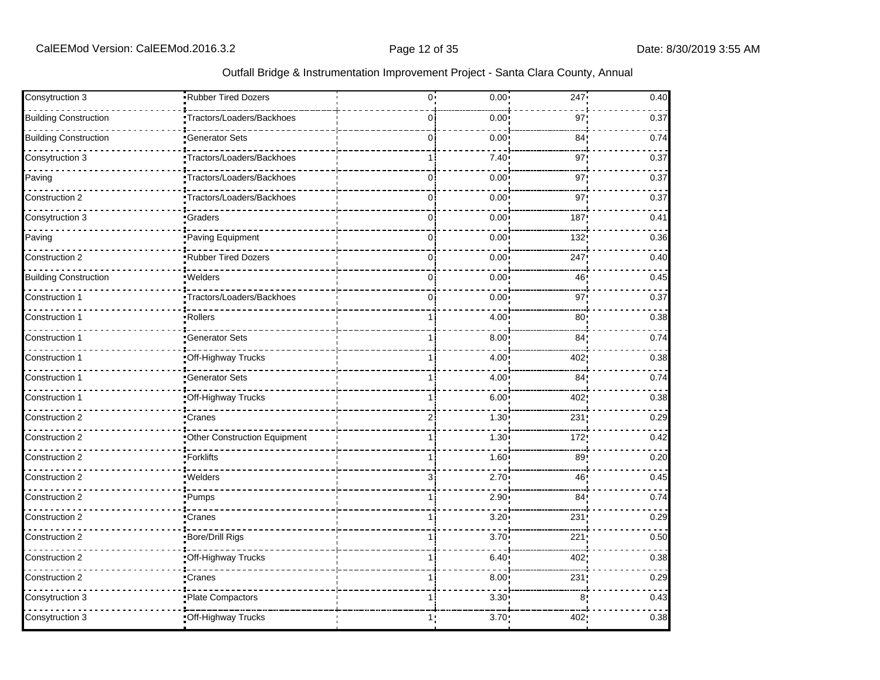| | | | | | | |
|---|---|---|---|---|---|---|
| Consytruction 3 | Rubber Tired Dozers | | 0 | 0.00 | 247 | 0.40 |
| Building Construction | Tractors/Loaders/Backhoes | | 0 | 0.00 | 97 | 0.37 |
| Building Construction | Generator Sets | | 0 | 0.00 | 84 | 0.74 |
| Consytruction 3 | Tractors/Loaders/Backhoes | | 1 | 7.40 | 97 | 0.37 |
| Paving | Tractors/Loaders/Backhoes | | 0 | 0.00 | 97 | 0.37 |
| Construction 2 | Tractors/Loaders/Backhoes | | 0 | 0.00 | 97 | 0.37 |
| Consytruction 3 | Graders | | 0 | 0.00 | 187 | 0.41 |
| Paving | Paving Equipment | | 0 | 0.00 | 132 | 0.36 |
| Construction 2 | Rubber Tired Dozers | | 0 | 0.00 | 247 | 0.40 |
| Building Construction | Welders | | 0 | 0.00 | 46 | 0.45 |
| Construction 1 | Tractors/Loaders/Backhoes | | 0 | 0.00 | 97 | 0.37 |
| Construction 1 | Rollers | | 1 | 4.00 | 80 | 0.38 |
| Construction 1 | Generator Sets | | 1 | 8.00 | 84 | 0.74 |
| Construction 1 | Off-Highway Trucks | | 1 | 4.00 | 402 | 0.38 |
| Construction 1 | Generator Sets | | 1 | 4.00 | 84 | 0.74 |
| Construction 1 | Off-Highway Trucks | | 1 | 6.00 | 402 | 0.38 |
| Construction 2 | Cranes | | 2 | 1.30 | 231 | 0.29 |
| Construction 2 | Other Construction Equipment | | 1 | 1.30 | 172 | 0.42 |
| Construction 2 | Forklifts | | 1 | 1.60 | 89 | 0.20 |
| Construction 2 | Welders | | 3 | 2.70 | 46 | 0.45 |
| Construction 2 | Pumps | | 1 | 2.90 | 84 | 0.74 |
| Construction 2 | Cranes | | 1 | 3.20 | 231 | 0.29 |
| Construction 2 | Bore/Drill Rigs | | 1 | 3.70 | 221 | 0.50 |
| Construction 2 | Off-Highway Trucks | | 1 | 6.40 | 402 | 0.38 |
| Construction 2 | Cranes | | 1 | 8.00 | 231 | 0.29 |
| Consytruction 3 | Plate Compactors | | 1 | 3.30 | 8 | 0.43 |
| Consytruction 3 | Off-Highway Trucks | | 1 | 3.70 | 402 | 0.38 |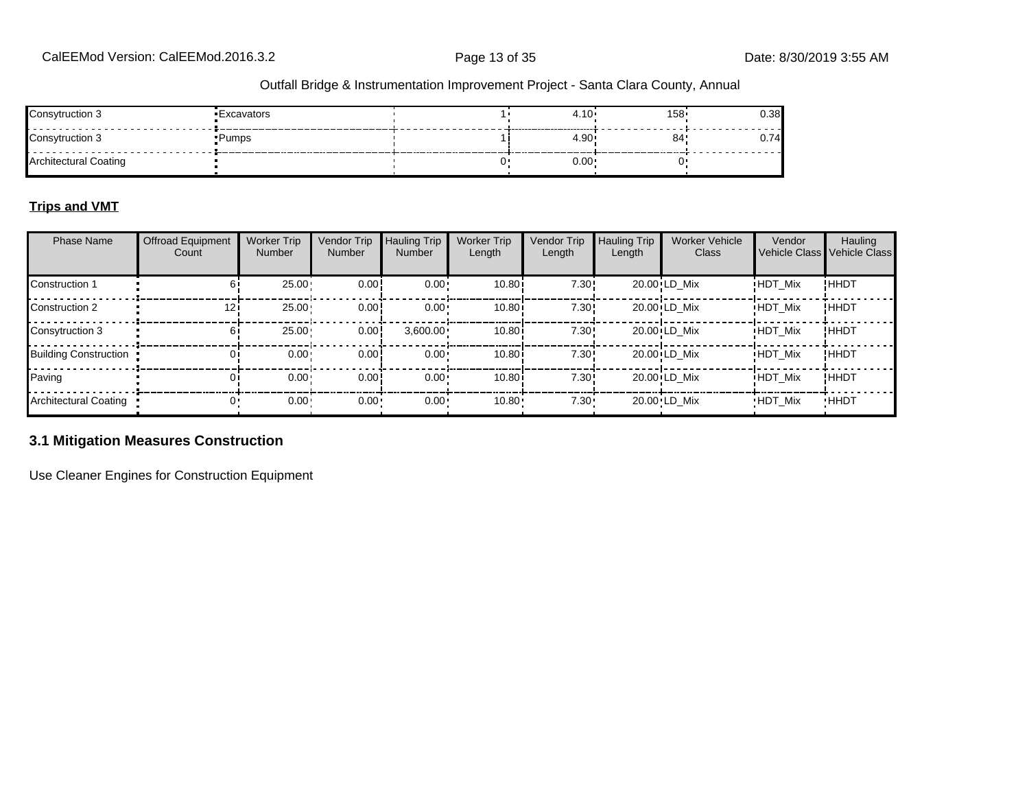| Consytruction 3 | Excavators | | 1 | 4.10 | 158 | 0.38 |
|---|---|---|---|---|---|---|
| Consytruction 3 | Pumps | | 1 | 4.90 | 84 | 0.74 |
| Architectural Coating | | | 0 | 0.00 | 0 | |

**Trips and VMT**

| Phase Name | Offroad Equipment Count | Worker Trip Number | Vendor Trip Number | Hauling Trip Number | Worker Trip Length | Vendor Trip Length | Hauling Trip Length | Worker Vehicle Class | Vendor Vehicle Class | Hauling Vehicle Class |
|---|---|---|---|---|---|---|---|---|---|---|
| Construction 1 | 6 | 25.00 | 0.00 | 0.00 | 10.80 | 7.30 | 20.00 | LD_Mix | HDT_Mix | HHDT |
| Construction 2 | 12 | 25.00 | 0.00 | 0.00 | 10.80 | 7.30 | 20.00 | LD_Mix | HDT_Mix | HHDT |
| Consytruction 3 | 6 | 25.00 | 0.00 | 3,600.00 | 10.80 | 7.30 | 20.00 | LD_Mix | HDT_Mix | HHDT |
| Building Construction | 0 | 0.00 | 0.00 | 0.00 | 10.80 | 7.30 | 20.00 | LD_Mix | HDT_Mix | HHDT |
| Paving | 0 | 0.00 | 0.00 | 0.00 | 10.80 | 7.30 | 20.00 | LD_Mix | HDT_Mix | HHDT |
| Architectural Coating | 0 | 0.00 | 0.00 | 0.00 | 10.80 | 7.30 | 20.00 | LD_Mix | HDT_Mix | HHDT |

## 3.1 Mitigation Measures Construction

Use Cleaner Engines for Construction Equipment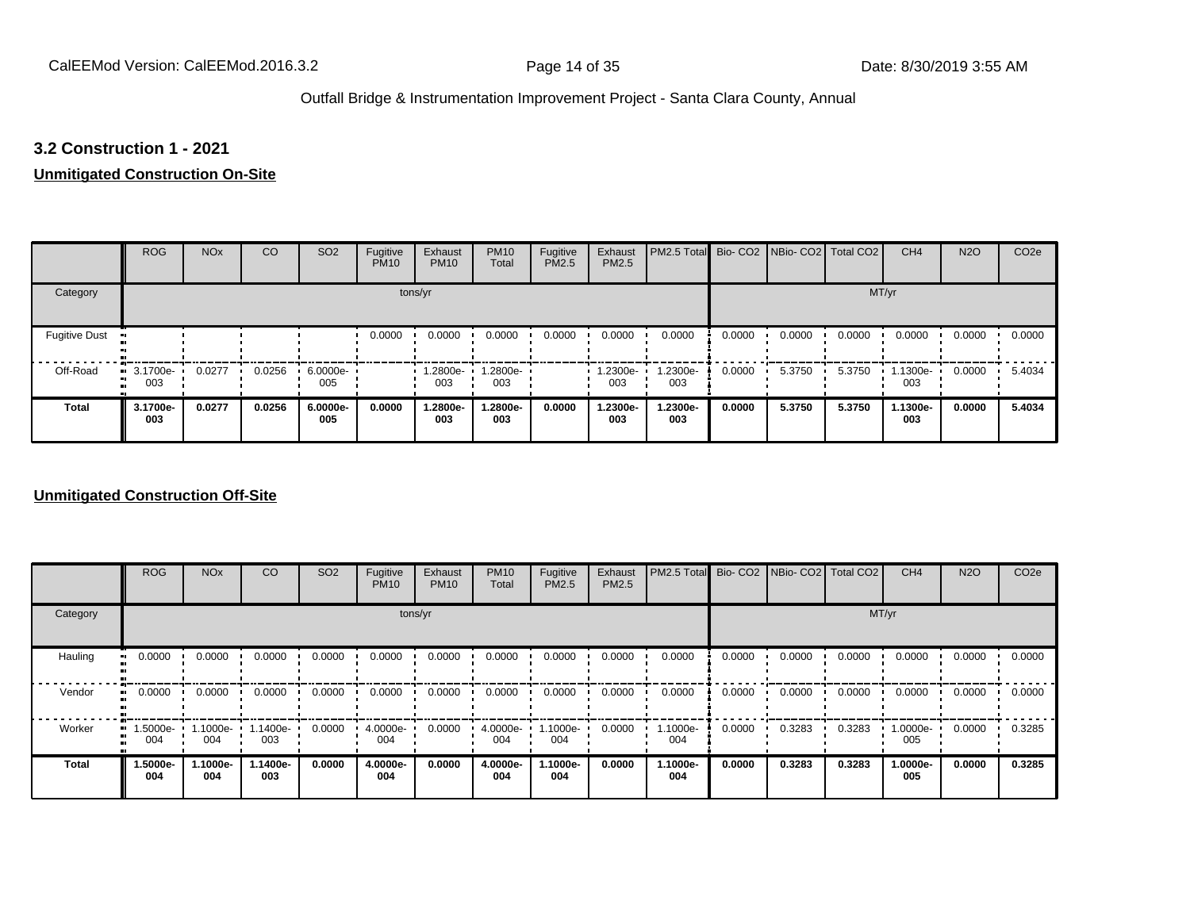### 3.2 Construction 1 - 2021

**Unmitigated Construction On-Site**

| | ROG | NOx | CO | SO2 | Fugitive PM10 | Exhaust PM10 | PM10 Total | Fugitive PM2.5 | Exhaust PM2.5 | PM2.5 Total | Bio- CO2 | NBio- CO2 | Total CO2 | CH4 | N2O | CO2e |
|---|---|---|---|---|---|---|---|---|---|---|---|---|---|---|---|---|
| Category | tons/yr | | | | | | | | | | MT/yr | | | | | |
| Fugitive Dust | | | | | 0.0000 | 0.0000 | 0.0000 | 0.0000 | 0.0000 | 0.0000 | 0.0000 | 0.0000 | 0.0000 | 0.0000 | 0.0000 | 0.0000 |
| Off-Road | 3.1700e-003 | 0.0277 | 0.0256 | 6.0000e-005 | | 1.2800e-003 | 1.2800e-003 | | 1.2300e-003 | 1.2300e-003 | 0.0000 | 5.3750 | 5.3750 | 1.1300e-003 | 0.0000 | 5.4034 |
| **Total** | **3.1700e-003** | **0.0277** | **0.0256** | **6.0000e-005** | **0.0000** | **1.2800e-003** | **1.2800e-003** | **0.0000** | **1.2300e-003** | **1.2300e-003** | **0.0000** | **5.3750** | **5.3750** | **1.1300e-003** | **0.0000** | **5.4034** |

**Unmitigated Construction Off-Site**

| | ROG | NOx | CO | SO2 | Fugitive PM10 | Exhaust PM10 | PM10 Total | Fugitive PM2.5 | Exhaust PM2.5 | PM2.5 Total | Bio- CO2 | NBio- CO2 | Total CO2 | CH4 | N2O | CO2e |
|---|---|---|---|---|---|---|---|---|---|---|---|---|---|---|---|---|
| Category | tons/yr | | | | | | | | | | MT/yr | | | | | |
| Hauling | 0.0000 | 0.0000 | 0.0000 | 0.0000 | 0.0000 | 0.0000 | 0.0000 | 0.0000 | 0.0000 | 0.0000 | 0.0000 | 0.0000 | 0.0000 | 0.0000 | 0.0000 | 0.0000 |
| Vendor | 0.0000 | 0.0000 | 0.0000 | 0.0000 | 0.0000 | 0.0000 | 0.0000 | 0.0000 | 0.0000 | 0.0000 | 0.0000 | 0.0000 | 0.0000 | 0.0000 | 0.0000 | 0.0000 |
| Worker | 1.5000e-004 | 1.1000e-004 | 1.1400e-003 | 0.0000 | 4.0000e-004 | 0.0000 | 4.0000e-004 | 1.1000e-004 | 0.0000 | 1.1000e-004 | 0.0000 | 0.3283 | 0.3283 | 1.0000e-005 | 0.0000 | 0.3285 |
| **Total** | **1.5000e-004** | **1.1000e-004** | **1.1400e-003** | **0.0000** | **4.0000e-004** | **0.0000** | **4.0000e-004** | **1.1000e-004** | **0.0000** | **1.1000e-004** | **0.0000** | **0.3283** | **0.3283** | **1.0000e-005** | **0.0000** | **0.3285** |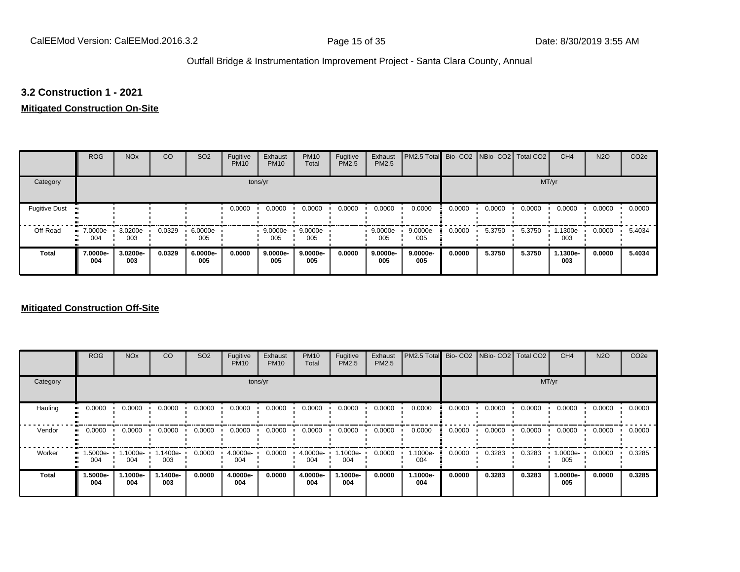### 3.2 Construction 1 - 2021

**Mitigated Construction On-Site**

| | ROG | NOx | CO | SO2 | Fugitive PM10 | Exhaust PM10 | PM10 Total | Fugitive PM2.5 | Exhaust PM2.5 | PM2.5 Total | Bio- CO2 | NBio- CO2 | Total CO2 | CH4 | N2O | CO2e |
|---|---|---|---|---|---|---|---|---|---|---|---|---|---|---|---|---|
| Category | tons/yr | | | | | | | | | | MT/yr | | | | | |
| Fugitive Dust | | | | | 0.0000 | 0.0000 | 0.0000 | 0.0000 | 0.0000 | 0.0000 | 0.0000 | 0.0000 | 0.0000 | 0.0000 | 0.0000 | 0.0000 |
| Off-Road | 7.0000e-004 | 3.0200e-003 | 0.0329 | 6.0000e-005 | | 9.0000e-005 | 9.0000e-005 | | 9.0000e-005 | 9.0000e-005 | 0.0000 | 5.3750 | 5.3750 | 1.1300e-003 | 0.0000 | 5.4034 |
| **Total** | **7.0000e-004** | **3.0200e-003** | **0.0329** | **6.0000e-005** | **0.0000** | **9.0000e-005** | **9.0000e-005** | **0.0000** | **9.0000e-005** | **9.0000e-005** | **0.0000** | **5.3750** | **5.3750** | **1.1300e-003** | **0.0000** | **5.4034** |

**Mitigated Construction Off-Site**

| | ROG | NOx | CO | SO2 | Fugitive PM10 | Exhaust PM10 | PM10 Total | Fugitive PM2.5 | Exhaust PM2.5 | PM2.5 Total | Bio- CO2 | NBio- CO2 | Total CO2 | CH4 | N2O | CO2e |
|---|---|---|---|---|---|---|---|---|---|---|---|---|---|---|---|---|
| Category | tons/yr | | | | | | | | | | MT/yr | | | | | |
| Hauling | 0.0000 | 0.0000 | 0.0000 | 0.0000 | 0.0000 | 0.0000 | 0.0000 | 0.0000 | 0.0000 | 0.0000 | 0.0000 | 0.0000 | 0.0000 | 0.0000 | 0.0000 | 0.0000 |
| Vendor | 0.0000 | 0.0000 | 0.0000 | 0.0000 | 0.0000 | 0.0000 | 0.0000 | 0.0000 | 0.0000 | 0.0000 | 0.0000 | 0.0000 | 0.0000 | 0.0000 | 0.0000 | 0.0000 |
| Worker | 1.5000e-004 | 1.1000e-004 | 1.1400e-003 | 0.0000 | 4.0000e-004 | 0.0000 | 4.0000e-004 | 1.1000e-004 | 0.0000 | 1.1000e-004 | 0.0000 | 0.3283 | 0.3283 | 1.0000e-005 | 0.0000 | 0.3285 |
| **Total** | **1.5000e-004** | **1.1000e-004** | **1.1400e-003** | **0.0000** | **4.0000e-004** | **0.0000** | **4.0000e-004** | **1.1000e-004** | **0.0000** | **1.1000e-004** | **0.0000** | **0.3283** | **0.3283** | **1.0000e-005** | **0.0000** | **0.3285** |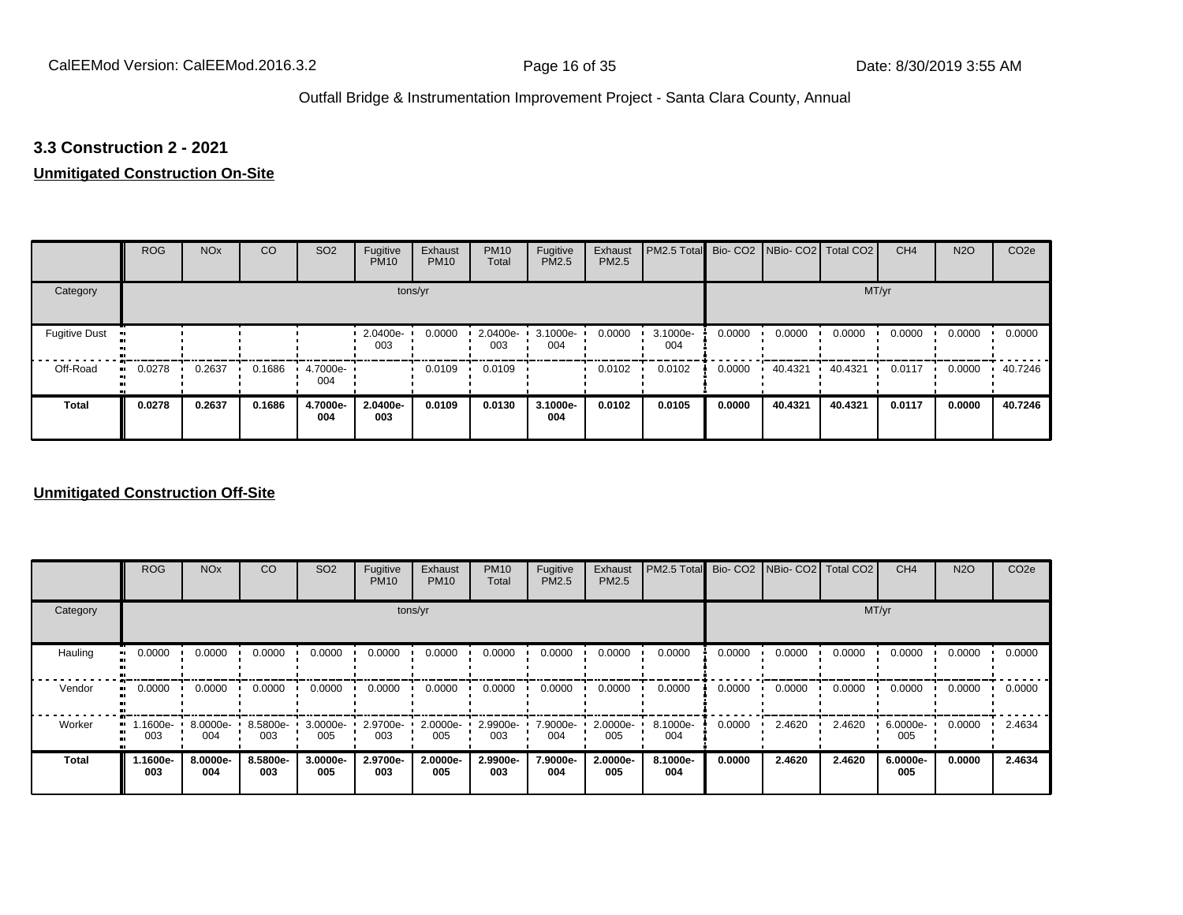### 3.3 Construction 2 - 2021

**Unmitigated Construction On-Site**

| | ROG | NOx | CO | SO2 | Fugitive PM10 | Exhaust PM10 | PM10 Total | Fugitive PM2.5 | Exhaust PM2.5 | PM2.5 Total | Bio- CO2 | NBio- CO2 | Total CO2 | CH4 | N2O | CO2e |
|---|---|---|---|---|---|---|---|---|---|---|---|---|---|---|---|---|
| Category | tons/yr | | | | | | | | | | MT/yr | | | | | |
| Fugitive Dust | | | | | 2.0400e-003 | 0.0000 | 2.0400e-003 | 3.1000e-004 | 0.0000 | 3.1000e-004 | 0.0000 | 0.0000 | 0.0000 | 0.0000 | 0.0000 | 0.0000 |
| Off-Road | 0.0278 | 0.2637 | 0.1686 | 4.7000e-004 | | 0.0109 | 0.0109 | | 0.0102 | 0.0102 | 0.0000 | 40.4321 | 40.4321 | 0.0117 | 0.0000 | 40.7246 |
| **Total** | **0.0278** | **0.2637** | **0.1686** | **4.7000e-004** | **2.0400e-003** | **0.0109** | **0.0130** | **3.1000e-004** | **0.0102** | **0.0105** | **0.0000** | **40.4321** | **40.4321** | **0.0117** | **0.0000** | **40.7246** |

**Unmitigated Construction Off-Site**

| | ROG | NOx | CO | SO2 | Fugitive PM10 | Exhaust PM10 | PM10 Total | Fugitive PM2.5 | Exhaust PM2.5 | PM2.5 Total | Bio- CO2 | NBio- CO2 | Total CO2 | CH4 | N2O | CO2e |
|---|---|---|---|---|---|---|---|---|---|---|---|---|---|---|---|---|
| Category | tons/yr | | | | | | | | | | MT/yr | | | | | |
| Hauling | 0.0000 | 0.0000 | 0.0000 | 0.0000 | 0.0000 | 0.0000 | 0.0000 | 0.0000 | 0.0000 | 0.0000 | 0.0000 | 0.0000 | 0.0000 | 0.0000 | 0.0000 | 0.0000 |
| Vendor | 0.0000 | 0.0000 | 0.0000 | 0.0000 | 0.0000 | 0.0000 | 0.0000 | 0.0000 | 0.0000 | 0.0000 | 0.0000 | 0.0000 | 0.0000 | 0.0000 | 0.0000 | 0.0000 |
| Worker | 1.1600e-003 | 8.0000e-004 | 8.5800e-003 | 3.0000e-005 | 2.9700e-003 | 2.0000e-005 | 2.9900e-003 | 7.9000e-004 | 2.0000e-005 | 8.1000e-004 | 0.0000 | 2.4620 | 2.4620 | 6.0000e-005 | 0.0000 | 2.4634 |
| **Total** | **1.1600e-003** | **8.0000e-004** | **8.5800e-003** | **3.0000e-005** | **2.9700e-003** | **2.0000e-005** | **2.9900e-003** | **7.9000e-004** | **2.0000e-005** | **8.1000e-004** | **0.0000** | **2.4620** | **2.4620** | **6.0000e-005** | **0.0000** | **2.4634** |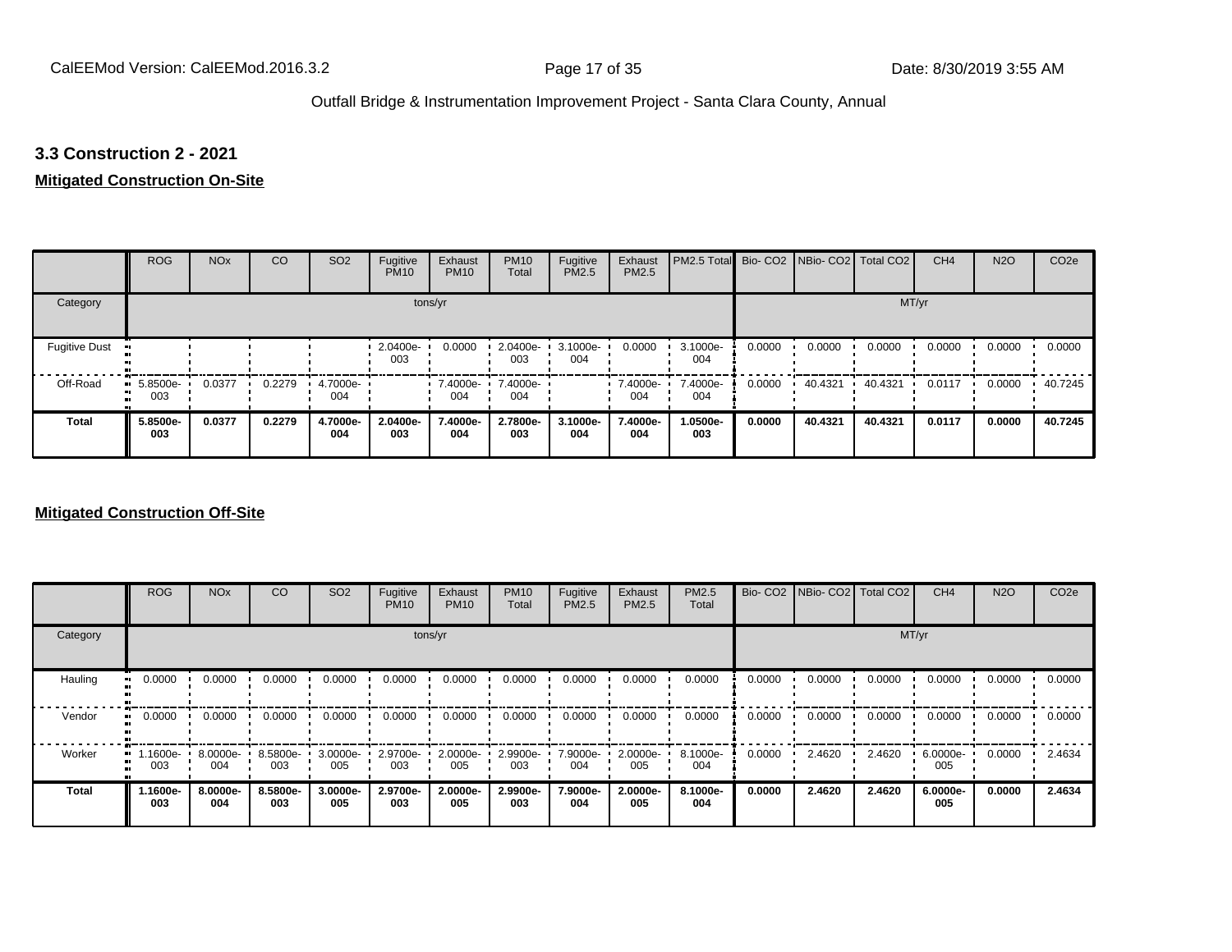### 3.3 Construction 2 - 2021

**Mitigated Construction On-Site**

| | ROG | NOx | CO | SO2 | Fugitive PM10 | Exhaust PM10 | PM10 Total | Fugitive PM2.5 | Exhaust PM2.5 | PM2.5 Total | Bio- CO2 | NBio- CO2 | Total CO2 | CH4 | N2O | CO2e |
|---|---|---|---|---|---|---|---|---|---|---|---|---|---|---|---|---|
| Category | tons/yr | | | | | | | | | | MT/yr | | | | | |
| Fugitive Dust | | | | | 2.0400e-003 | 0.0000 | 2.0400e-003 | 3.1000e-004 | 0.0000 | 3.1000e-004 | 0.0000 | 0.0000 | 0.0000 | 0.0000 | 0.0000 | 0.0000 |
| Off-Road | 5.8500e-003 | 0.0377 | 0.2279 | 4.7000e-004 | | 7.4000e-004 | 7.4000e-004 | | 7.4000e-004 | 7.4000e-004 | 0.0000 | 40.4321 | 40.4321 | 0.0117 | 0.0000 | 40.7245 |
| **Total** | **5.8500e-003** | **0.0377** | **0.2279** | **4.7000e-004** | **2.0400e-003** | **7.4000e-004** | **2.7800e-003** | **3.1000e-004** | **7.4000e-004** | **1.0500e-003** | **0.0000** | **40.4321** | **40.4321** | **0.0117** | **0.0000** | **40.7245** |

**Mitigated Construction Off-Site**

| | ROG | NOx | CO | SO2 | Fugitive PM10 | Exhaust PM10 | PM10 Total | Fugitive PM2.5 | Exhaust PM2.5 | PM2.5 Total | Bio- CO2 | NBio- CO2 | Total CO2 | CH4 | N2O | CO2e |
|---|---|---|---|---|---|---|---|---|---|---|---|---|---|---|---|---|
| Category | tons/yr | | | | | | | | | | MT/yr | | | | | |
| Hauling | 0.0000 | 0.0000 | 0.0000 | 0.0000 | 0.0000 | 0.0000 | 0.0000 | 0.0000 | 0.0000 | 0.0000 | 0.0000 | 0.0000 | 0.0000 | 0.0000 | 0.0000 | 0.0000 |
| Vendor | 0.0000 | 0.0000 | 0.0000 | 0.0000 | 0.0000 | 0.0000 | 0.0000 | 0.0000 | 0.0000 | 0.0000 | 0.0000 | 0.0000 | 0.0000 | 0.0000 | 0.0000 | 0.0000 |
| Worker | 1.1600e-003 | 8.0000e-004 | 8.5800e-003 | 3.0000e-005 | 2.9700e-003 | 2.0000e-005 | 2.9900e-003 | 7.9000e-004 | 2.0000e-005 | 8.1000e-004 | 0.0000 | 2.4620 | 2.4620 | 6.0000e-005 | 0.0000 | 2.4634 |
| **Total** | **1.1600e-003** | **8.0000e-004** | **8.5800e-003** | **3.0000e-005** | **2.9700e-003** | **2.0000e-005** | **2.9900e-003** | **7.9000e-004** | **2.0000e-005** | **8.1000e-004** | **0.0000** | **2.4620** | **2.4620** | **6.0000e-005** | **0.0000** | **2.4634** |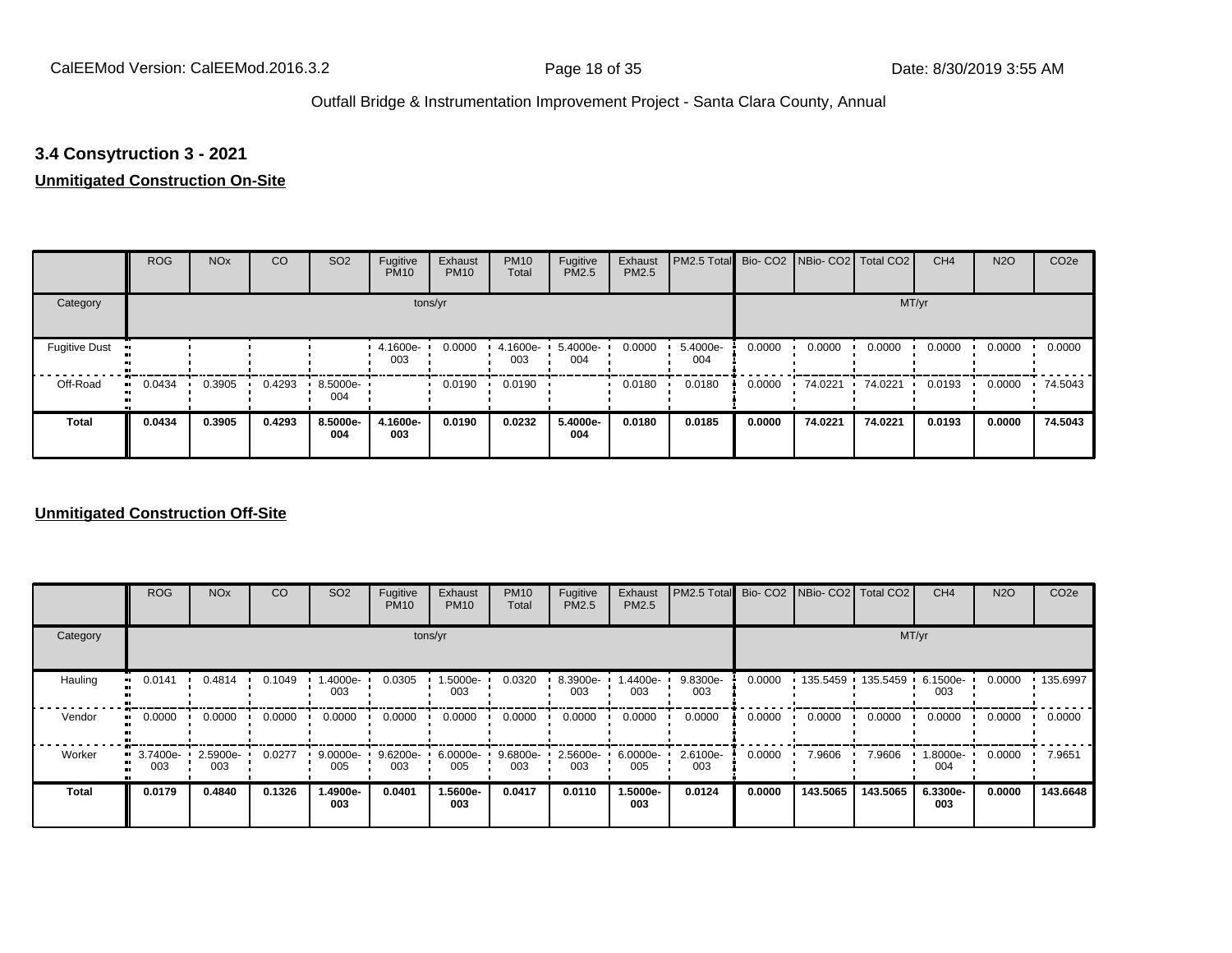### 3.4 Consytruction 3 - 2021

**Unmitigated Construction On-Site**

| | ROG | NOx | CO | SO2 | Fugitive PM10 | Exhaust PM10 | PM10 Total | Fugitive PM2.5 | Exhaust PM2.5 | PM2.5 Total | Bio- CO2 | NBio- CO2 | Total CO2 | CH4 | N2O | CO2e |
|---|---|---|---|---|---|---|---|---|---|---|---|---|---|---|---|---|
| Category | | | | | tons/yr | | | | | | | | | MT/yr | | |
| Fugitive Dust | | | | | 4.1600e-003 | 0.0000 | 4.1600e-003 | 5.4000e-004 | 0.0000 | 5.4000e-004 | 0.0000 | 0.0000 | 0.0000 | 0.0000 | 0.0000 | 0.0000 |
| Off-Road | 0.0434 | 0.3905 | 0.4293 | 8.5000e-004 | | 0.0190 | 0.0190 | | 0.0180 | 0.0180 | 0.0000 | 74.0221 | 74.0221 | 0.0193 | 0.0000 | 74.5043 |
| **Total** | **0.0434** | **0.3905** | **0.4293** | **8.5000e-004** | **4.1600e-003** | **0.0190** | **0.0232** | **5.4000e-004** | **0.0180** | **0.0185** | **0.0000** | **74.0221** | **74.0221** | **0.0193** | **0.0000** | **74.5043** |

**Unmitigated Construction Off-Site**

| | ROG | NOx | CO | SO2 | Fugitive PM10 | Exhaust PM10 | PM10 Total | Fugitive PM2.5 | Exhaust PM2.5 | PM2.5 Total | Bio- CO2 | NBio- CO2 | Total CO2 | CH4 | N2O | CO2e |
|---|---|---|---|---|---|---|---|---|---|---|---|---|---|---|---|---|
| Category | | | | | tons/yr | | | | | | | | | MT/yr | | |
| Hauling | 0.0141 | 0.4814 | 0.1049 | 1.4000e-003 | 0.0305 | 1.5000e-003 | 0.0320 | 8.3900e-003 | 1.4400e-003 | 9.8300e-003 | 0.0000 | 135.5459 | 135.5459 | 6.1500e-003 | 0.0000 | 135.6997 |
| Vendor | 0.0000 | 0.0000 | 0.0000 | 0.0000 | 0.0000 | 0.0000 | 0.0000 | 0.0000 | 0.0000 | 0.0000 | 0.0000 | 0.0000 | 0.0000 | 0.0000 | 0.0000 | 0.0000 |
| Worker | 3.7400e-003 | 2.5900e-003 | 0.0277 | 9.0000e-005 | 9.6200e-003 | 6.0000e-005 | 9.6800e-003 | 2.5600e-003 | 6.0000e-005 | 2.6100e-003 | 0.0000 | 7.9606 | 7.9606 | 1.8000e-004 | 0.0000 | 7.9651 |
| **Total** | **0.0179** | **0.4840** | **0.1326** | **1.4900e-003** | **0.0401** | **1.5600e-003** | **0.0417** | **0.0110** | **1.5000e-003** | **0.0124** | **0.0000** | **143.5065** | **143.5065** | **6.3300e-003** | **0.0000** | **143.6648** |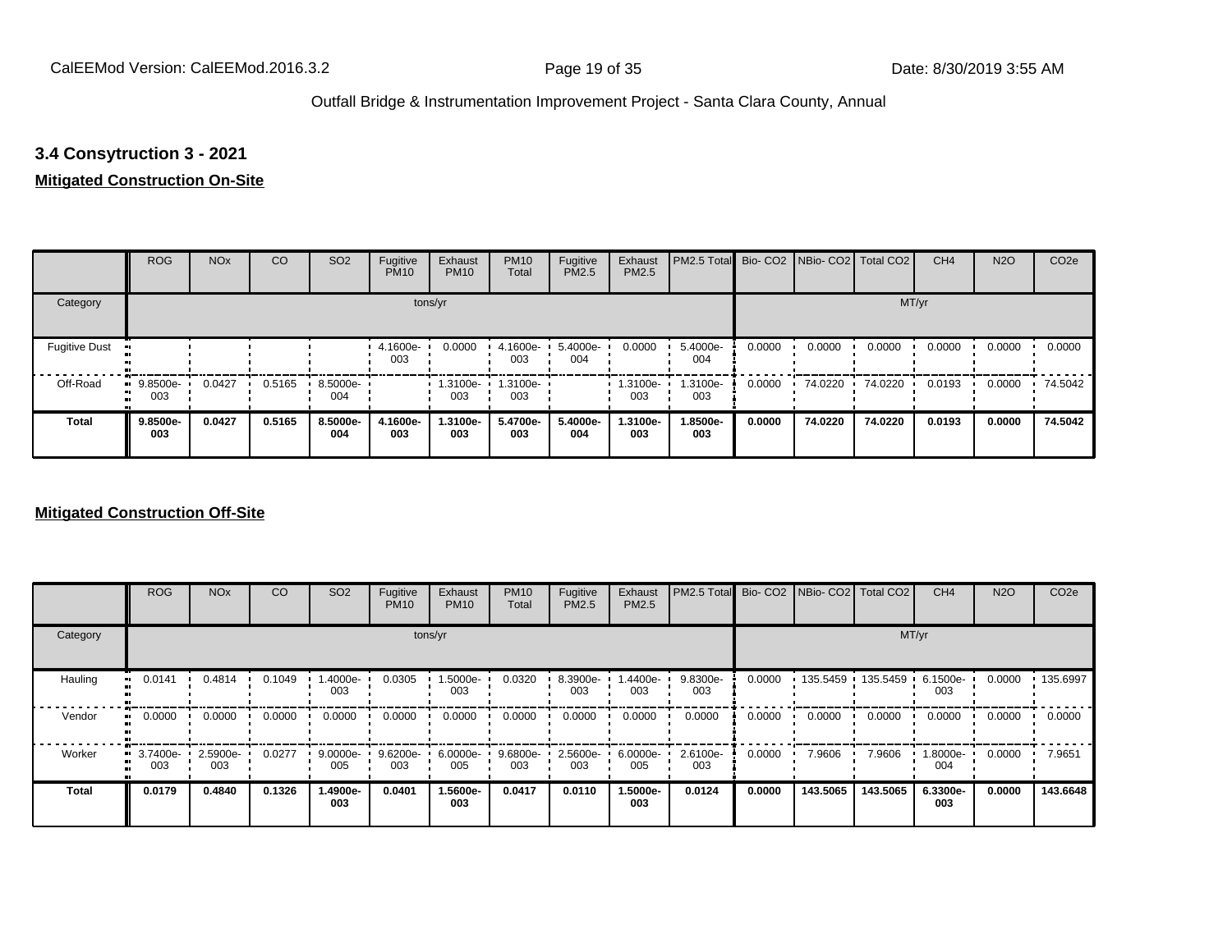## 3.4 Consytruction 3 - 2021

### Mitigated Construction On-Site

| | ROG | NOx | CO | SO2 | Fugitive PM10 | Exhaust PM10 | PM10 Total | Fugitive PM2.5 | Exhaust PM2.5 | PM2.5 Total | Bio- CO2 | NBio- CO2 | Total CO2 | CH4 | N2O | CO2e |
|---|---|---|---|---|---|---|---|---|---|---|---|---|---|---|---|---|
| Category | tons/yr | | | | | | | | | | MT/yr | | | | | |
| Fugitive Dust | | | | | 4.1600e-003 | 0.0000 | 4.1600e-003 | 5.4000e-004 | 0.0000 | 5.4000e-004 | 0.0000 | 0.0000 | 0.0000 | 0.0000 | 0.0000 | 0.0000 |
| Off-Road | 9.8500e-003 | 0.0427 | 0.5165 | 8.5000e-004 | | 1.3100e-003 | 1.3100e-003 | | 1.3100e-003 | 1.3100e-003 | 0.0000 | 74.0220 | 74.0220 | 0.0193 | 0.0000 | 74.5042 |
| **Total** | **9.8500e-003** | **0.0427** | **0.5165** | **8.5000e-004** | **4.1600e-003** | **1.3100e-003** | **5.4700e-003** | **5.4000e-004** | **1.3100e-003** | **1.8500e-003** | **0.0000** | **74.0220** | **74.0220** | **0.0193** | **0.0000** | **74.5042** |

### Mitigated Construction Off-Site

| | ROG | NOx | CO | SO2 | Fugitive PM10 | Exhaust PM10 | PM10 Total | Fugitive PM2.5 | Exhaust PM2.5 | PM2.5 Total | Bio- CO2 | NBio- CO2 | Total CO2 | CH4 | N2O | CO2e |
|---|---|---|---|---|---|---|---|---|---|---|---|---|---|---|---|---|
| Category | tons/yr | | | | | | | | | | MT/yr | | | | | |
| Hauling | 0.0141 | 0.4814 | 0.1049 | 1.4000e-003 | 0.0305 | 1.5000e-003 | 0.0320 | 8.3900e-003 | 1.4400e-003 | 9.8300e-003 | 0.0000 | 135.5459 | 135.5459 | 6.1500e-003 | 0.0000 | 135.6997 |
| Vendor | 0.0000 | 0.0000 | 0.0000 | 0.0000 | 0.0000 | 0.0000 | 0.0000 | 0.0000 | 0.0000 | 0.0000 | 0.0000 | 0.0000 | 0.0000 | 0.0000 | 0.0000 | 0.0000 |
| Worker | 3.7400e-003 | 2.5900e-003 | 0.0277 | 9.0000e-005 | 9.6200e-003 | 6.0000e-005 | 9.6800e-003 | 2.5600e-003 | 6.0000e-005 | 2.6100e-003 | 0.0000 | 7.9606 | 7.9606 | 1.8000e-004 | 0.0000 | 7.9651 |
| **Total** | **0.0179** | **0.4840** | **0.1326** | **1.4900e-003** | **0.0401** | **1.5600e-003** | **0.0417** | **0.0110** | **1.5000e-003** | **0.0124** | **0.0000** | **143.5065** | **143.5065** | **6.3300e-003** | **0.0000** | **143.6648** |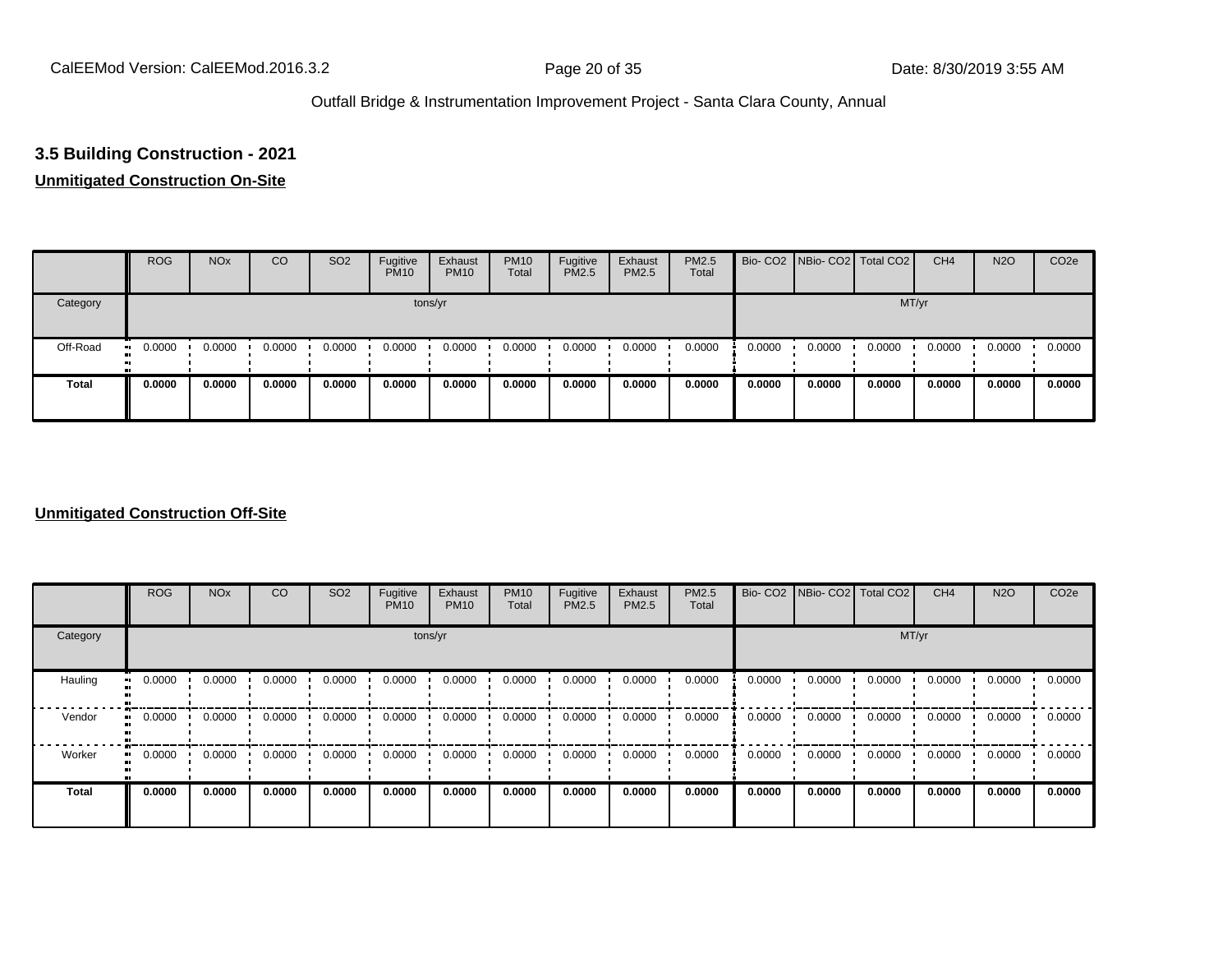### 3.5 Building Construction - 2021

**Unmitigated Construction On-Site**

| | ROG | NOx | CO | SO2 | Fugitive PM10 | Exhaust PM10 | PM10 Total | Fugitive PM2.5 | Exhaust PM2.5 | PM2.5 Total | Bio- CO2 | NBio- CO2 | Total CO2 | CH4 | N2O | CO2e |
|---|---|---|---|---|---|---|---|---|---|---|---|---|---|---|---|---|
| Category | tons/yr | | | | | | | | | | MT/yr | | | | | |
| Off-Road | 0.0000 | 0.0000 | 0.0000 | 0.0000 | 0.0000 | 0.0000 | 0.0000 | 0.0000 | 0.0000 | 0.0000 | 0.0000 | 0.0000 | 0.0000 | 0.0000 | 0.0000 | 0.0000 |
| **Total** | **0.0000** | **0.0000** | **0.0000** | **0.0000** | **0.0000** | **0.0000** | **0.0000** | **0.0000** | **0.0000** | **0.0000** | **0.0000** | **0.0000** | **0.0000** | **0.0000** | **0.0000** | **0.0000** |

**Unmitigated Construction Off-Site**

| | ROG | NOx | CO | SO2 | Fugitive PM10 | Exhaust PM10 | PM10 Total | Fugitive PM2.5 | Exhaust PM2.5 | PM2.5 Total | Bio- CO2 | NBio- CO2 | Total CO2 | CH4 | N2O | CO2e |
|---|---|---|---|---|---|---|---|---|---|---|---|---|---|---|---|---|
| Category | tons/yr | | | | | | | | | | MT/yr | | | | | |
| Hauling | 0.0000 | 0.0000 | 0.0000 | 0.0000 | 0.0000 | 0.0000 | 0.0000 | 0.0000 | 0.0000 | 0.0000 | 0.0000 | 0.0000 | 0.0000 | 0.0000 | 0.0000 | 0.0000 |
| Vendor | 0.0000 | 0.0000 | 0.0000 | 0.0000 | 0.0000 | 0.0000 | 0.0000 | 0.0000 | 0.0000 | 0.0000 | 0.0000 | 0.0000 | 0.0000 | 0.0000 | 0.0000 | 0.0000 |
| Worker | 0.0000 | 0.0000 | 0.0000 | 0.0000 | 0.0000 | 0.0000 | 0.0000 | 0.0000 | 0.0000 | 0.0000 | 0.0000 | 0.0000 | 0.0000 | 0.0000 | 0.0000 | 0.0000 |
| **Total** | **0.0000** | **0.0000** | **0.0000** | **0.0000** | **0.0000** | **0.0000** | **0.0000** | **0.0000** | **0.0000** | **0.0000** | **0.0000** | **0.0000** | **0.0000** | **0.0000** | **0.0000** | **0.0000** |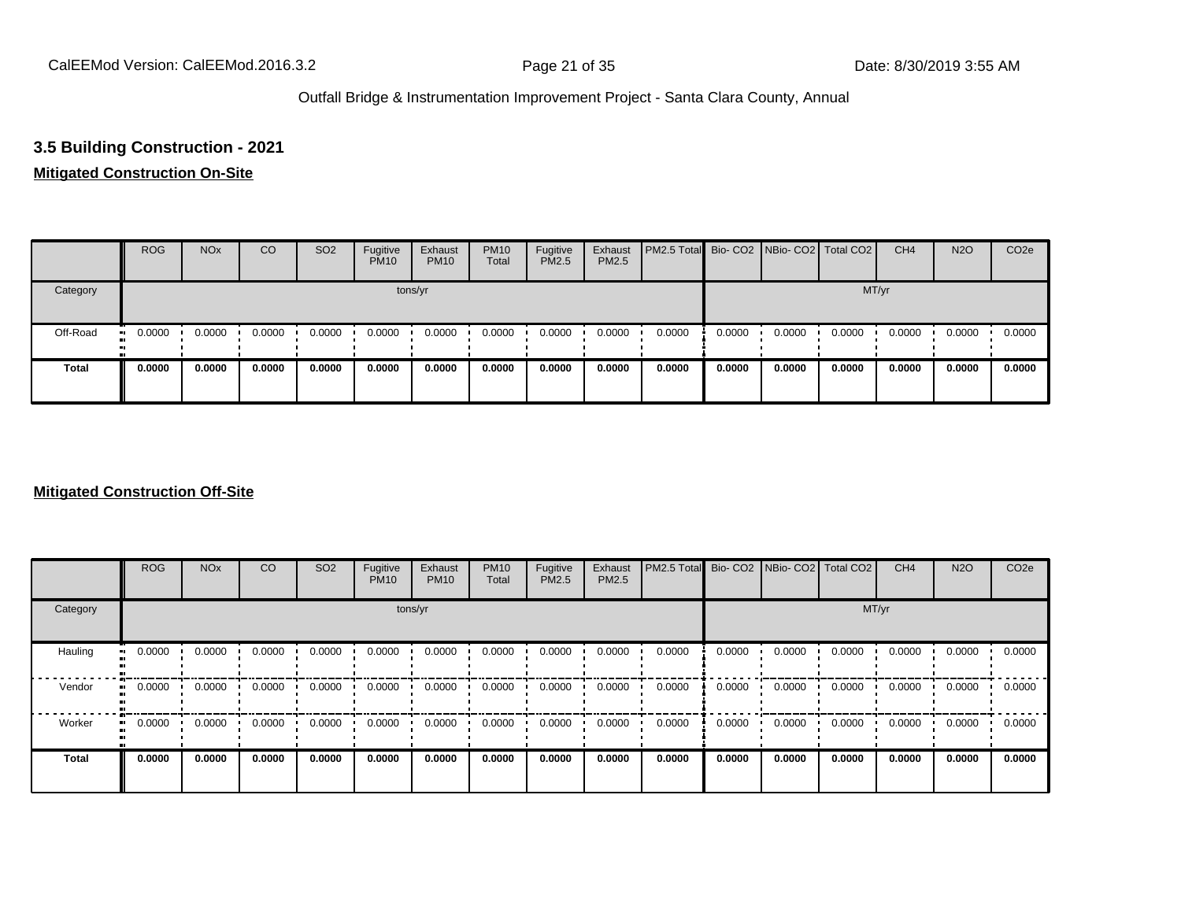### 3.5 Building Construction - 2021

**Mitigated Construction On-Site**

| | ROG | NOx | CO | SO2 | Fugitive PM10 | Exhaust PM10 | PM10 Total | Fugitive PM2.5 | Exhaust PM2.5 | PM2.5 Total | Bio- CO2 | NBio- CO2 | Total CO2 | CH4 | N2O | CO2e |
|---|---|---|---|---|---|---|---|---|---|---|---|---|---|---|---|---|
| Category | tons/yr | | | | | | | | | | MT/yr | | | | | |
| Off-Road | 0.0000 | 0.0000 | 0.0000 | 0.0000 | 0.0000 | 0.0000 | 0.0000 | 0.0000 | 0.0000 | 0.0000 | 0.0000 | 0.0000 | 0.0000 | 0.0000 | 0.0000 | 0.0000 |
| **Total** | **0.0000** | **0.0000** | **0.0000** | **0.0000** | **0.0000** | **0.0000** | **0.0000** | **0.0000** | **0.0000** | **0.0000** | **0.0000** | **0.0000** | **0.0000** | **0.0000** | **0.0000** | **0.0000** |

**Mitigated Construction Off-Site**

| | ROG | NOx | CO | SO2 | Fugitive PM10 | Exhaust PM10 | PM10 Total | Fugitive PM2.5 | Exhaust PM2.5 | PM2.5 Total | Bio- CO2 | NBio- CO2 | Total CO2 | CH4 | N2O | CO2e |
|---|---|---|---|---|---|---|---|---|---|---|---|---|---|---|---|---|
| Category | tons/yr | | | | | | | | | | MT/yr | | | | | |
| Hauling | 0.0000 | 0.0000 | 0.0000 | 0.0000 | 0.0000 | 0.0000 | 0.0000 | 0.0000 | 0.0000 | 0.0000 | 0.0000 | 0.0000 | 0.0000 | 0.0000 | 0.0000 | 0.0000 |
| Vendor | 0.0000 | 0.0000 | 0.0000 | 0.0000 | 0.0000 | 0.0000 | 0.0000 | 0.0000 | 0.0000 | 0.0000 | 0.0000 | 0.0000 | 0.0000 | 0.0000 | 0.0000 | 0.0000 |
| Worker | 0.0000 | 0.0000 | 0.0000 | 0.0000 | 0.0000 | 0.0000 | 0.0000 | 0.0000 | 0.0000 | 0.0000 | 0.0000 | 0.0000 | 0.0000 | 0.0000 | 0.0000 | 0.0000 |
| **Total** | **0.0000** | **0.0000** | **0.0000** | **0.0000** | **0.0000** | **0.0000** | **0.0000** | **0.0000** | **0.0000** | **0.0000** | **0.0000** | **0.0000** | **0.0000** | **0.0000** | **0.0000** | **0.0000** |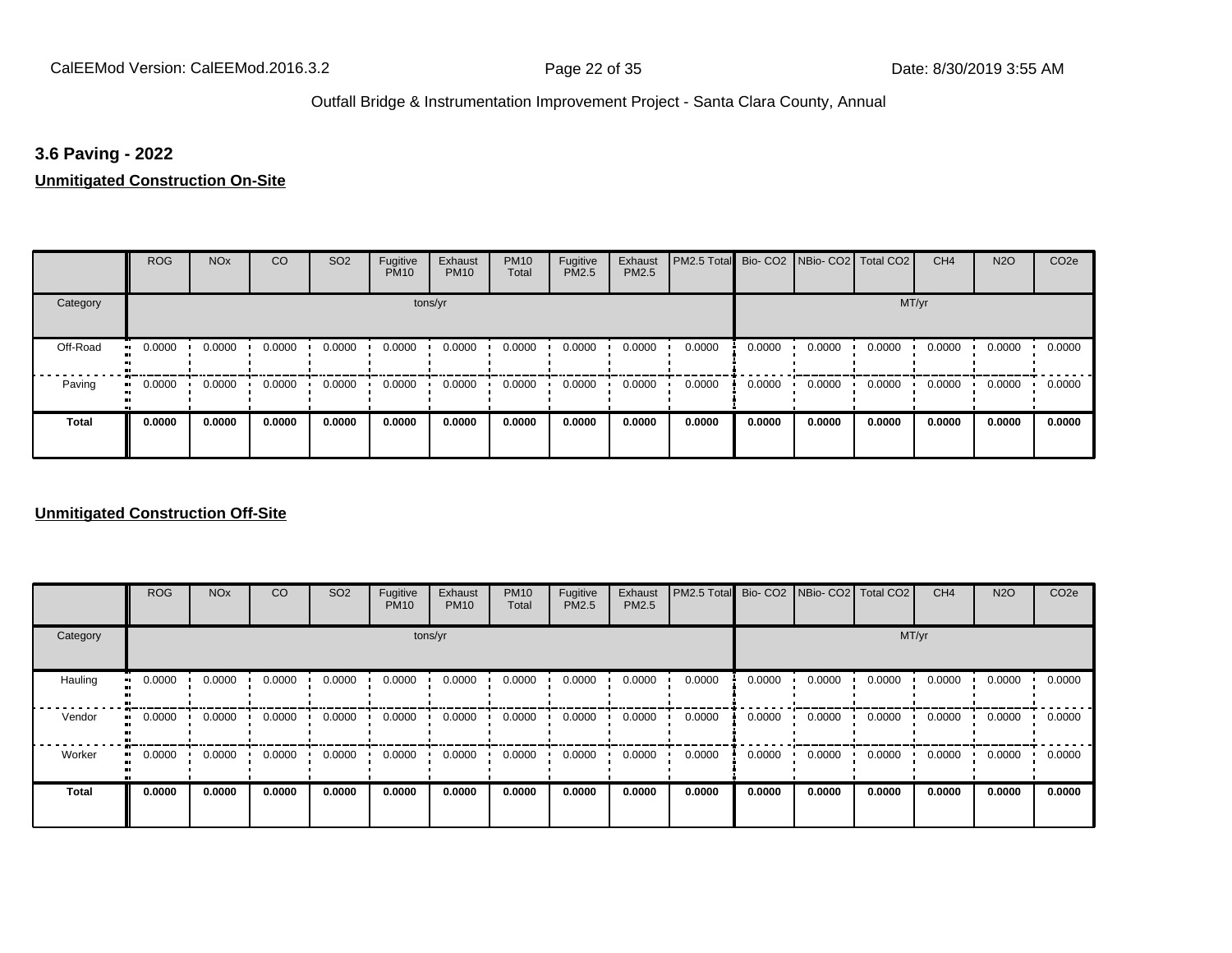### 3.6 Paving - 2022

**Unmitigated Construction On-Site**

| | ROG | NOx | CO | SO2 | Fugitive PM10 | Exhaust PM10 | PM10 Total | Fugitive PM2.5 | Exhaust PM2.5 | PM2.5 Total | Bio- CO2 | NBio- CO2 | Total CO2 | CH4 | N2O | CO2e |
|---|---|---|---|---|---|---|---|---|---|---|---|---|---|---|---|---|
| Category | tons/yr | | | | | | | | | | MT/yr | | | | | |
| Off-Road | 0.0000 | 0.0000 | 0.0000 | 0.0000 | 0.0000 | 0.0000 | 0.0000 | 0.0000 | 0.0000 | 0.0000 | 0.0000 | 0.0000 | 0.0000 | 0.0000 | 0.0000 | 0.0000 |
| Paving | 0.0000 | 0.0000 | 0.0000 | 0.0000 | 0.0000 | 0.0000 | 0.0000 | 0.0000 | 0.0000 | 0.0000 | 0.0000 | 0.0000 | 0.0000 | 0.0000 | 0.0000 | 0.0000 |
| **Total** | **0.0000** | **0.0000** | **0.0000** | **0.0000** | **0.0000** | **0.0000** | **0.0000** | **0.0000** | **0.0000** | **0.0000** | **0.0000** | **0.0000** | **0.0000** | **0.0000** | **0.0000** | **0.0000** |

**Unmitigated Construction Off-Site**

| | ROG | NOx | CO | SO2 | Fugitive PM10 | Exhaust PM10 | PM10 Total | Fugitive PM2.5 | Exhaust PM2.5 | PM2.5 Total | Bio- CO2 | NBio- CO2 | Total CO2 | CH4 | N2O | CO2e |
|---|---|---|---|---|---|---|---|---|---|---|---|---|---|---|---|---|
| Category | tons/yr | | | | | | | | | | MT/yr | | | | | |
| Hauling | 0.0000 | 0.0000 | 0.0000 | 0.0000 | 0.0000 | 0.0000 | 0.0000 | 0.0000 | 0.0000 | 0.0000 | 0.0000 | 0.0000 | 0.0000 | 0.0000 | 0.0000 | 0.0000 |
| Vendor | 0.0000 | 0.0000 | 0.0000 | 0.0000 | 0.0000 | 0.0000 | 0.0000 | 0.0000 | 0.0000 | 0.0000 | 0.0000 | 0.0000 | 0.0000 | 0.0000 | 0.0000 | 0.0000 |
| Worker | 0.0000 | 0.0000 | 0.0000 | 0.0000 | 0.0000 | 0.0000 | 0.0000 | 0.0000 | 0.0000 | 0.0000 | 0.0000 | 0.0000 | 0.0000 | 0.0000 | 0.0000 | 0.0000 |
| **Total** | **0.0000** | **0.0000** | **0.0000** | **0.0000** | **0.0000** | **0.0000** | **0.0000** | **0.0000** | **0.0000** | **0.0000** | **0.0000** | **0.0000** | **0.0000** | **0.0000** | **0.0000** | **0.0000** |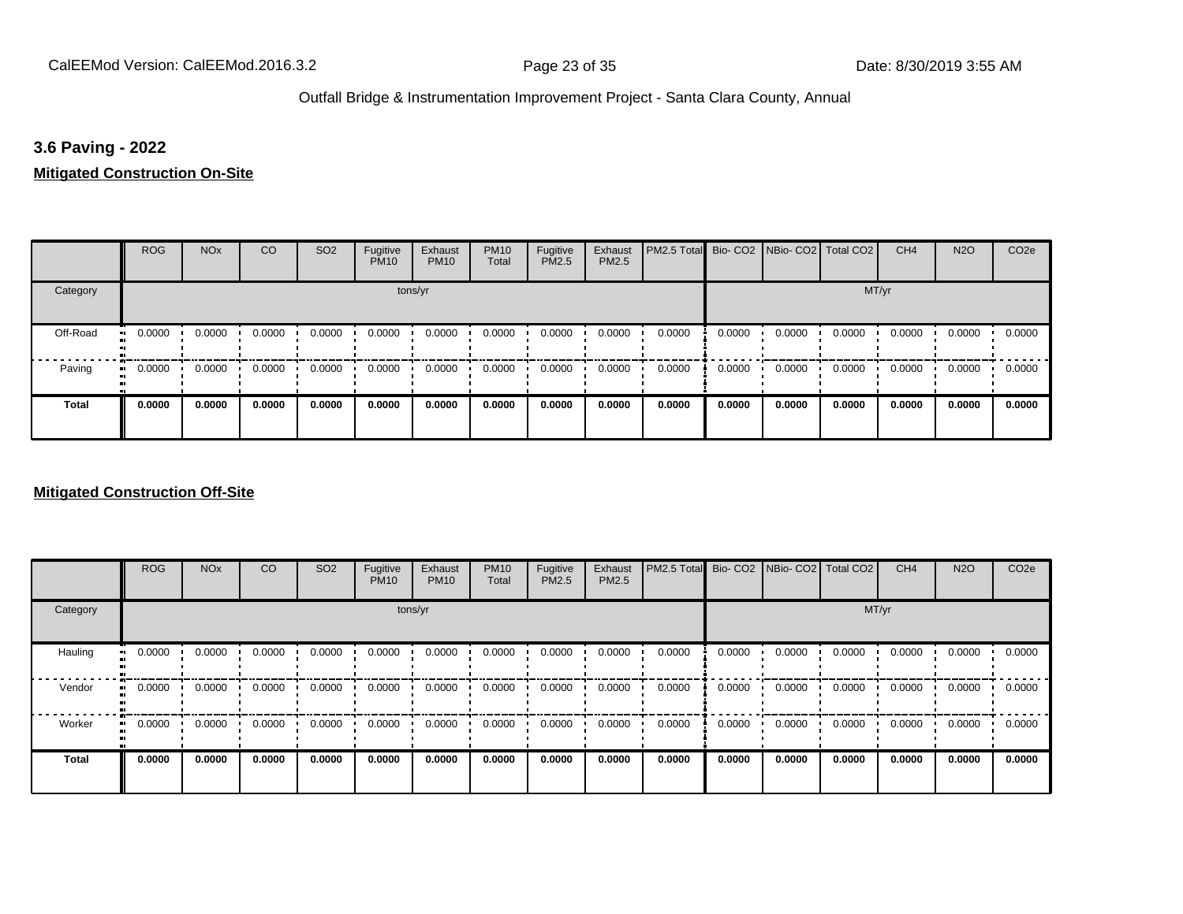### 3.6 Paving - 2022

**Mitigated Construction On-Site**

| | ROG | NOx | CO | SO2 | Fugitive PM10 | Exhaust PM10 | PM10 Total | Fugitive PM2.5 | Exhaust PM2.5 | PM2.5 Total | Bio- CO2 | NBio- CO2 | Total CO2 | CH4 | N2O | CO2e |
|---|---|---|---|---|---|---|---|---|---|---|---|---|---|---|---|---|
| Category | tons/yr | | | | | | | | | | MT/yr | | | | | |
| Off-Road | 0.0000 | 0.0000 | 0.0000 | 0.0000 | 0.0000 | 0.0000 | 0.0000 | 0.0000 | 0.0000 | 0.0000 | 0.0000 | 0.0000 | 0.0000 | 0.0000 | 0.0000 | 0.0000 |
| Paving | 0.0000 | 0.0000 | 0.0000 | 0.0000 | 0.0000 | 0.0000 | 0.0000 | 0.0000 | 0.0000 | 0.0000 | 0.0000 | 0.0000 | 0.0000 | 0.0000 | 0.0000 | 0.0000 |
| **Total** | **0.0000** | **0.0000** | **0.0000** | **0.0000** | **0.0000** | **0.0000** | **0.0000** | **0.0000** | **0.0000** | **0.0000** | **0.0000** | **0.0000** | **0.0000** | **0.0000** | **0.0000** | **0.0000** |

**Mitigated Construction Off-Site**

| | ROG | NOx | CO | SO2 | Fugitive PM10 | Exhaust PM10 | PM10 Total | Fugitive PM2.5 | Exhaust PM2.5 | PM2.5 Total | Bio- CO2 | NBio- CO2 | Total CO2 | CH4 | N2O | CO2e |
|---|---|---|---|---|---|---|---|---|---|---|---|---|---|---|---|---|
| Category | tons/yr | | | | | | | | | | MT/yr | | | | | |
| Hauling | 0.0000 | 0.0000 | 0.0000 | 0.0000 | 0.0000 | 0.0000 | 0.0000 | 0.0000 | 0.0000 | 0.0000 | 0.0000 | 0.0000 | 0.0000 | 0.0000 | 0.0000 | 0.0000 |
| Vendor | 0.0000 | 0.0000 | 0.0000 | 0.0000 | 0.0000 | 0.0000 | 0.0000 | 0.0000 | 0.0000 | 0.0000 | 0.0000 | 0.0000 | 0.0000 | 0.0000 | 0.0000 | 0.0000 |
| Worker | 0.0000 | 0.0000 | 0.0000 | 0.0000 | 0.0000 | 0.0000 | 0.0000 | 0.0000 | 0.0000 | 0.0000 | 0.0000 | 0.0000 | 0.0000 | 0.0000 | 0.0000 | 0.0000 |
| **Total** | **0.0000** | **0.0000** | **0.0000** | **0.0000** | **0.0000** | **0.0000** | **0.0000** | **0.0000** | **0.0000** | **0.0000** | **0.0000** | **0.0000** | **0.0000** | **0.0000** | **0.0000** | **0.0000** |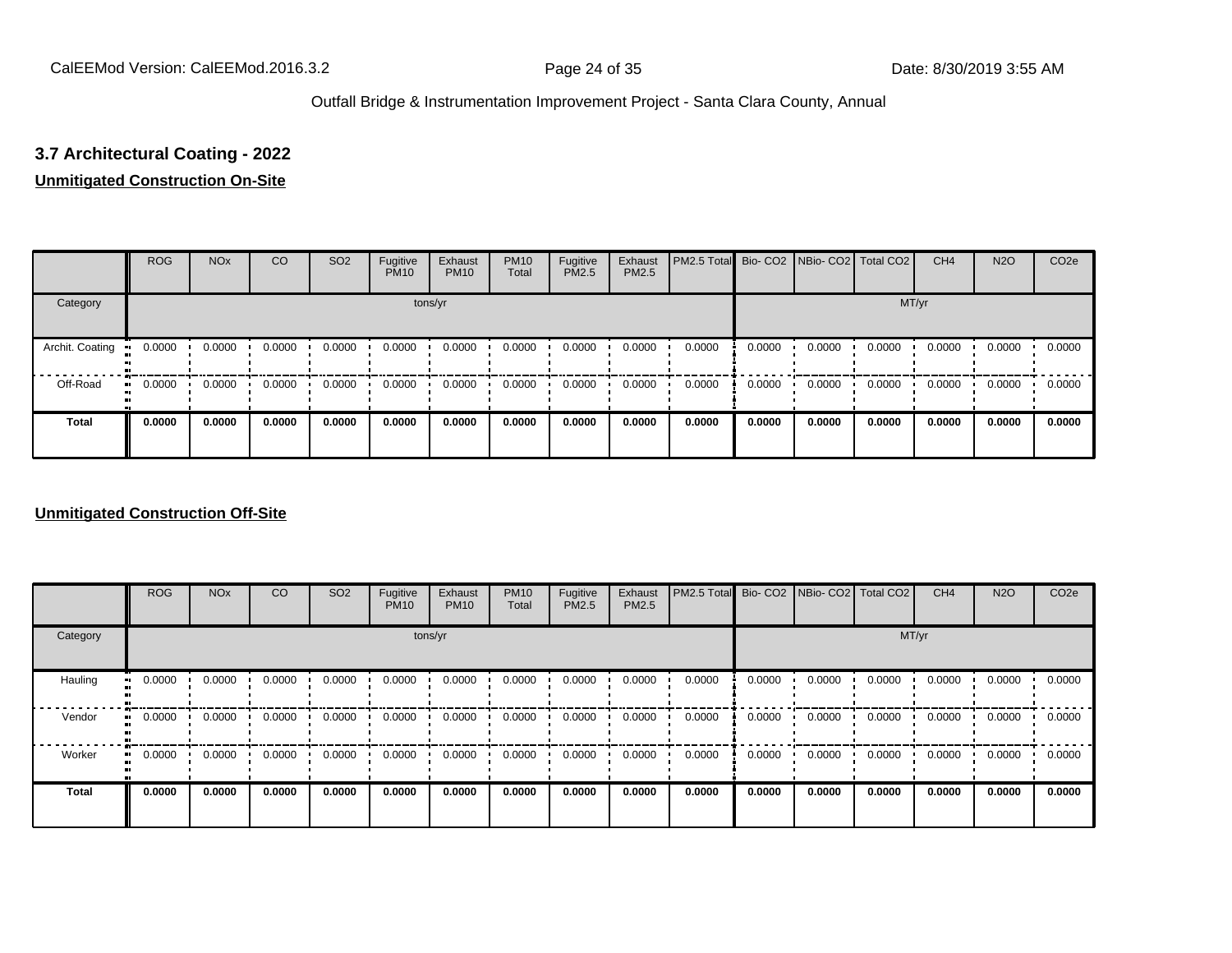### 3.7 Architectural Coating - 2022

**Unmitigated Construction On-Site**

| | ROG | NOx | CO | SO2 | Fugitive PM10 | Exhaust PM10 | PM10 Total | Fugitive PM2.5 | Exhaust PM2.5 | PM2.5 Total | Bio- CO2 | NBio- CO2 | Total CO2 | CH4 | N2O | CO2e |
|---|---|---|---|---|---|---|---|---|---|---|---|---|---|---|---|---|
| Category | | | | | | tons/yr | | | | | | | | MT/yr | | |
| Archit. Coating | 0.0000 | 0.0000 | 0.0000 | 0.0000 | 0.0000 | 0.0000 | 0.0000 | 0.0000 | 0.0000 | 0.0000 | 0.0000 | 0.0000 | 0.0000 | 0.0000 | 0.0000 | 0.0000 |
| Off-Road | 0.0000 | 0.0000 | 0.0000 | 0.0000 | 0.0000 | 0.0000 | 0.0000 | 0.0000 | 0.0000 | 0.0000 | 0.0000 | 0.0000 | 0.0000 | 0.0000 | 0.0000 | 0.0000 |
| **Total** | **0.0000** | **0.0000** | **0.0000** | **0.0000** | **0.0000** | **0.0000** | **0.0000** | **0.0000** | **0.0000** | **0.0000** | **0.0000** | **0.0000** | **0.0000** | **0.0000** | **0.0000** | **0.0000** |

**Unmitigated Construction Off-Site**

| | ROG | NOx | CO | SO2 | Fugitive PM10 | Exhaust PM10 | PM10 Total | Fugitive PM2.5 | Exhaust PM2.5 | PM2.5 Total | Bio- CO2 | NBio- CO2 | Total CO2 | CH4 | N2O | CO2e |
|---|---|---|---|---|---|---|---|---|---|---|---|---|---|---|---|---|
| Category | | | | | | tons/yr | | | | | | | | MT/yr | | |
| Hauling | 0.0000 | 0.0000 | 0.0000 | 0.0000 | 0.0000 | 0.0000 | 0.0000 | 0.0000 | 0.0000 | 0.0000 | 0.0000 | 0.0000 | 0.0000 | 0.0000 | 0.0000 | 0.0000 |
| Vendor | 0.0000 | 0.0000 | 0.0000 | 0.0000 | 0.0000 | 0.0000 | 0.0000 | 0.0000 | 0.0000 | 0.0000 | 0.0000 | 0.0000 | 0.0000 | 0.0000 | 0.0000 | 0.0000 |
| Worker | 0.0000 | 0.0000 | 0.0000 | 0.0000 | 0.0000 | 0.0000 | 0.0000 | 0.0000 | 0.0000 | 0.0000 | 0.0000 | 0.0000 | 0.0000 | 0.0000 | 0.0000 | 0.0000 |
| **Total** | **0.0000** | **0.0000** | **0.0000** | **0.0000** | **0.0000** | **0.0000** | **0.0000** | **0.0000** | **0.0000** | **0.0000** | **0.0000** | **0.0000** | **0.0000** | **0.0000** | **0.0000** | **0.0000** |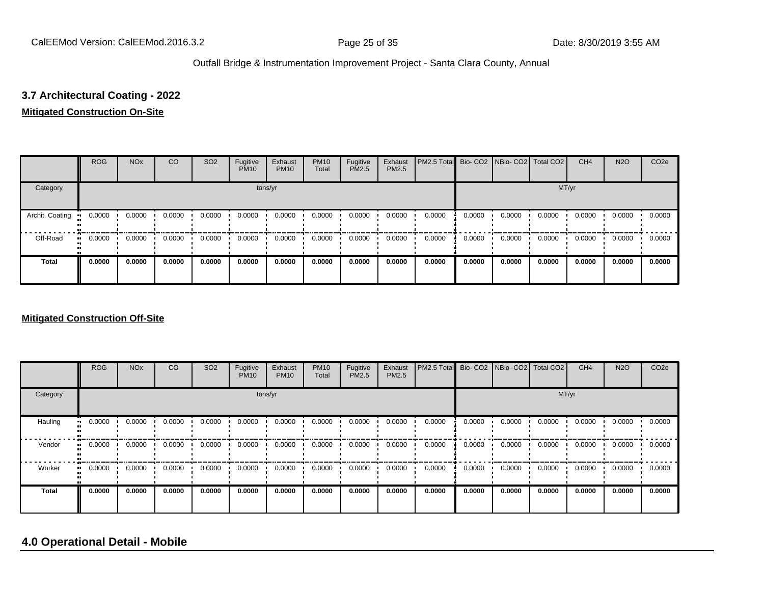### 3.7 Architectural Coating - 2022

**Mitigated Construction On-Site**

| | ROG | NOx | CO | SO2 | Fugitive PM10 | Exhaust PM10 | PM10 Total | Fugitive PM2.5 | Exhaust PM2.5 | PM2.5 Total | Bio- CO2 | NBio- CO2 | Total CO2 | CH4 | N2O | CO2e |
|---|---|---|---|---|---|---|---|---|---|---|---|---|---|---|---|---|
| Category | tons/yr | | | | | | | | | | MT/yr | | | | | |
| Archit. Coating | 0.0000 | 0.0000 | 0.0000 | 0.0000 | 0.0000 | 0.0000 | 0.0000 | 0.0000 | 0.0000 | 0.0000 | 0.0000 | 0.0000 | 0.0000 | 0.0000 | 0.0000 | 0.0000 |
| Off-Road | 0.0000 | 0.0000 | 0.0000 | 0.0000 | 0.0000 | 0.0000 | 0.0000 | 0.0000 | 0.0000 | 0.0000 | 0.0000 | 0.0000 | 0.0000 | 0.0000 | 0.0000 | 0.0000 |
| **Total** | **0.0000** | **0.0000** | **0.0000** | **0.0000** | **0.0000** | **0.0000** | **0.0000** | **0.0000** | **0.0000** | **0.0000** | **0.0000** | **0.0000** | **0.0000** | **0.0000** | **0.0000** | **0.0000** |

**Mitigated Construction Off-Site**

| | ROG | NOx | CO | SO2 | Fugitive PM10 | Exhaust PM10 | PM10 Total | Fugitive PM2.5 | Exhaust PM2.5 | PM2.5 Total | Bio- CO2 | NBio- CO2 | Total CO2 | CH4 | N2O | CO2e |
|---|---|---|---|---|---|---|---|---|---|---|---|---|---|---|---|---|
| Category | tons/yr | | | | | | | | | | MT/yr | | | | | |
| Hauling | 0.0000 | 0.0000 | 0.0000 | 0.0000 | 0.0000 | 0.0000 | 0.0000 | 0.0000 | 0.0000 | 0.0000 | 0.0000 | 0.0000 | 0.0000 | 0.0000 | 0.0000 | 0.0000 |
| Vendor | 0.0000 | 0.0000 | 0.0000 | 0.0000 | 0.0000 | 0.0000 | 0.0000 | 0.0000 | 0.0000 | 0.0000 | 0.0000 | 0.0000 | 0.0000 | 0.0000 | 0.0000 | 0.0000 |
| Worker | 0.0000 | 0.0000 | 0.0000 | 0.0000 | 0.0000 | 0.0000 | 0.0000 | 0.0000 | 0.0000 | 0.0000 | 0.0000 | 0.0000 | 0.0000 | 0.0000 | 0.0000 | 0.0000 |
| **Total** | **0.0000** | **0.0000** | **0.0000** | **0.0000** | **0.0000** | **0.0000** | **0.0000** | **0.0000** | **0.0000** | **0.0000** | **0.0000** | **0.0000** | **0.0000** | **0.0000** | **0.0000** | **0.0000** |

## 4.0 Operational Detail - Mobile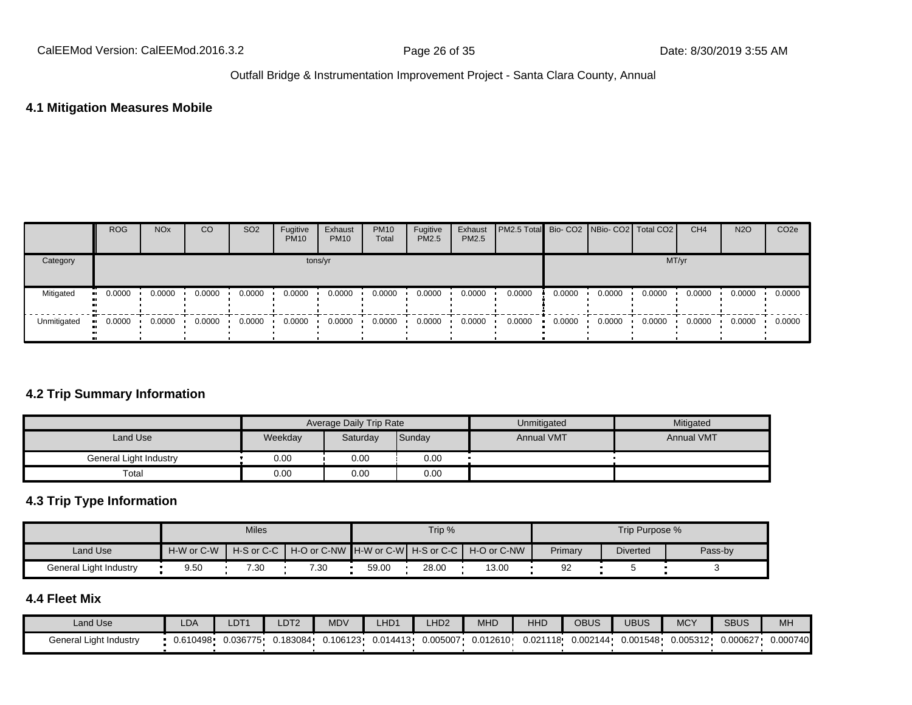## 4.1 Mitigation Measures Mobile

| | ROG | NOx | CO | SO2 | Fugitive PM10 | Exhaust PM10 | PM10 Total | Fugitive PM2.5 | Exhaust PM2.5 | PM2.5 Total | Bio- CO2 | NBio- CO2 | Total CO2 | CH4 | N2O | CO2e |
|---|---|---|---|---|---|---|---|---|---|---|---|---|---|---|---|---|
| Category | tons/yr | | | | | | | | | | MT/yr | | | | | |
| Mitigated | 0.0000 | 0.0000 | 0.0000 | 0.0000 | 0.0000 | 0.0000 | 0.0000 | 0.0000 | 0.0000 | 0.0000 | 0.0000 | 0.0000 | 0.0000 | 0.0000 | 0.0000 | 0.0000 |
| Unmitigated | 0.0000 | 0.0000 | 0.0000 | 0.0000 | 0.0000 | 0.0000 | 0.0000 | 0.0000 | 0.0000 | 0.0000 | 0.0000 | 0.0000 | 0.0000 | 0.0000 | 0.0000 | 0.0000 |

## 4.2 Trip Summary Information

| | Average Daily Trip Rate | | | Unmitigated | Mitigated |
|---|---|---|---|---|---|
| Land Use | Weekday | Saturday | Sunday | Annual VMT | Annual VMT |
| General Light Industry | 0.00 | 0.00 | 0.00 | | |
| Total | 0.00 | 0.00 | 0.00 | | |

## 4.3 Trip Type Information

| | Miles | | | Trip % | | | Trip Purpose % | | |
|---|---|---|---|---|---|---|---|---|---|
| Land Use | H-W or C-W | H-S or C-C | H-O or C-NW | H-W or C-W | H-S or C-C | H-O or C-NW | Primary | Diverted | Pass-by |
| General Light Industry | 9.50 | 7.30 | 7.30 | 59.00 | 28.00 | 13.00 | 92 | 5 | 3 |

## 4.4 Fleet Mix

| Land Use | LDA | LDT1 | LDT2 | MDV | LHD1 | LHD2 | MHD | HHD | OBUS | UBUS | MCY | SBUS | MH |
|---|---|---|---|---|---|---|---|---|---|---|---|---|---|
| General Light Industry | 0.610498 | 0.036775 | 0.183084 | 0.106123 | 0.014413 | 0.005007 | 0.012610 | 0.021118 | 0.002144 | 0.001548 | 0.005312 | 0.000627 | 0.000740 |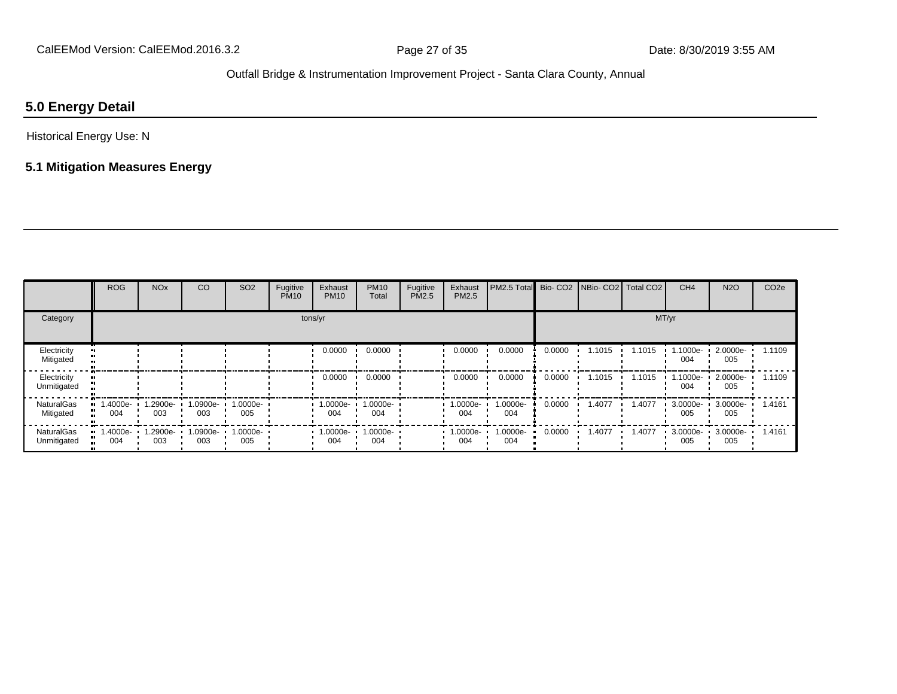## 5.0 Energy Detail

Historical Energy Use: N

### 5.1 Mitigation Measures Energy

| | ROG | NOx | CO | SO2 | Fugitive PM10 | Exhaust PM10 | PM10 Total | Fugitive PM2.5 | Exhaust PM2.5 | PM2.5 Total | Bio- CO2 | NBio- CO2 | Total CO2 | CH4 | N2O | CO2e |
|---|---|---|---|---|---|---|---|---|---|---|---|---|---|---|---|---|
| Category | tons/yr | | | | | | | | | | MT/yr | | | | | |
| Electricity Mitigated | | | | | | 0.0000 | 0.0000 | | 0.0000 | 0.0000 | 0.0000 | 1.1015 | 1.1015 | 1.1000e-004 | 2.0000e-005 | 1.1109 |
| Electricity Unmitigated | | | | | | 0.0000 | 0.0000 | | 0.0000 | 0.0000 | 0.0000 | 1.1015 | 1.1015 | 1.1000e-004 | 2.0000e-005 | 1.1109 |
| NaturalGas Mitigated | 1.4000e-004 | 1.2900e-003 | 1.0900e-003 | 1.0000e-005 | | 1.0000e-004 | 1.0000e-004 | | 1.0000e-004 | 1.0000e-004 | 0.0000 | 1.4077 | 1.4077 | 3.0000e-005 | 3.0000e-005 | 1.4161 |
| NaturalGas Unmitigated | 1.4000e-004 | 1.2900e-003 | 1.0900e-003 | 1.0000e-005 | | 1.0000e-004 | 1.0000e-004 | | 1.0000e-004 | 1.0000e-004 | 0.0000 | 1.4077 | 1.4077 | 3.0000e-005 | 3.0000e-005 | 1.4161 |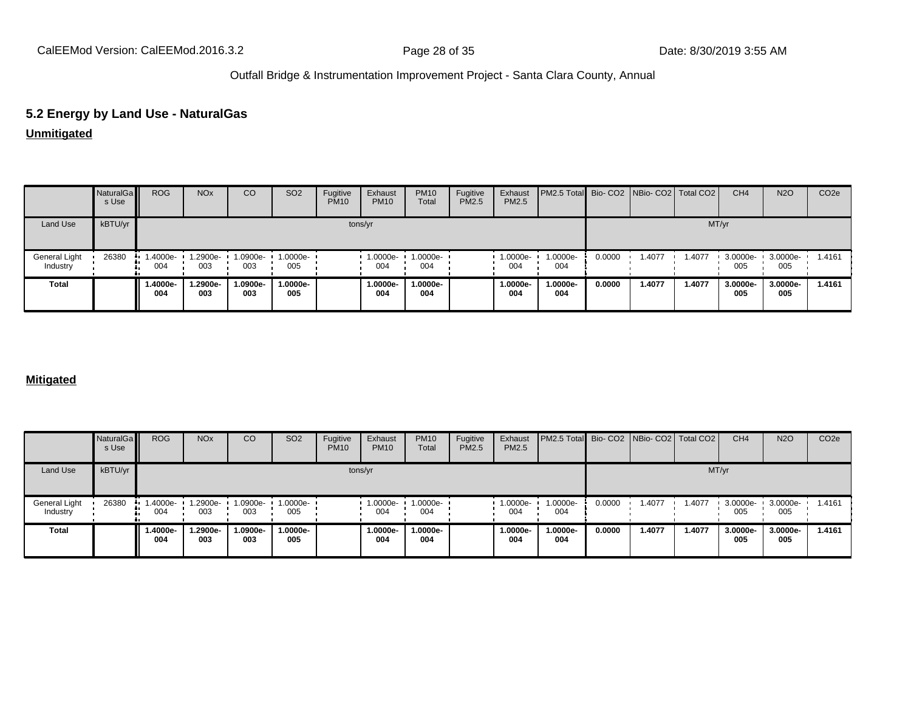## 5.2 Energy by Land Use - NaturalGas

**Unmitigated**

| | NaturalGas Use | ROG | NOx | CO | SO2 | Fugitive PM10 | Exhaust PM10 | PM10 Total | Fugitive PM2.5 | Exhaust PM2.5 | PM2.5 Total | Bio- CO2 | NBio- CO2 | Total CO2 | CH4 | N2O | CO2e |
|---|---|---|---|---|---|---|---|---|---|---|---|---|---|---|---|---|---|
| Land Use | kBTU/yr | tons/yr | | | | | | | | | | MT/yr | | | | | |
| General Light Industry | 26380 | 1.4000e-004 | 1.2900e-003 | 1.0900e-003 | 1.0000e-005 | | 1.0000e-004 | 1.0000e-004 | | 1.0000e-004 | 1.0000e-004 | 0.0000 | 1.4077 | 1.4077 | 3.0000e-005 | 3.0000e-005 | 1.4161 |
| **Total** | | **1.4000e-004** | **1.2900e-003** | **1.0900e-003** | **1.0000e-005** | | **1.0000e-004** | **1.0000e-004** | | **1.0000e-004** | **1.0000e-004** | **0.0000** | **1.4077** | **1.4077** | **3.0000e-005** | **3.0000e-005** | **1.4161** |

**Mitigated**

| | NaturalGas Use | ROG | NOx | CO | SO2 | Fugitive PM10 | Exhaust PM10 | PM10 Total | Fugitive PM2.5 | Exhaust PM2.5 | PM2.5 Total | Bio- CO2 | NBio- CO2 | Total CO2 | CH4 | N2O | CO2e |
|---|---|---|---|---|---|---|---|---|---|---|---|---|---|---|---|---|---|
| Land Use | kBTU/yr | tons/yr | | | | | | | | | | MT/yr | | | | | |
| General Light Industry | 26380 | 1.4000e-004 | 1.2900e-003 | 1.0900e-003 | 1.0000e-005 | | 1.0000e-004 | 1.0000e-004 | | 1.0000e-004 | 1.0000e-004 | 0.0000 | 1.4077 | 1.4077 | 3.0000e-005 | 3.0000e-005 | 1.4161 |
| **Total** | | **1.4000e-004** | **1.2900e-003** | **1.0900e-003** | **1.0000e-005** | | **1.0000e-004** | **1.0000e-004** | | **1.0000e-004** | **1.0000e-004** | **0.0000** | **1.4077** | **1.4077** | **3.0000e-005** | **3.0000e-005** | **1.4161** |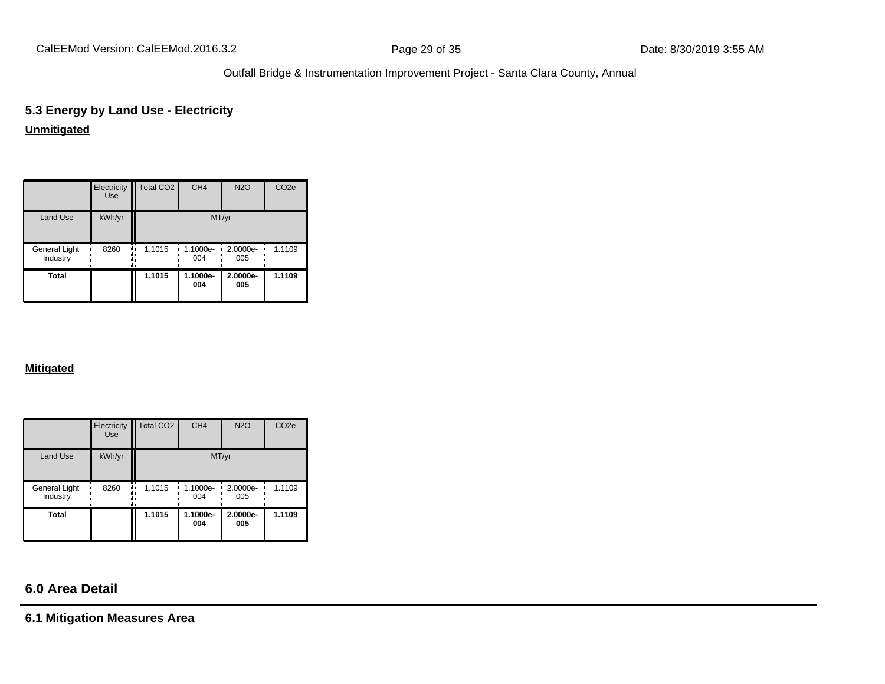## 5.3 Energy by Land Use - Electricity

**Unmitigated**

| | Electricity Use | Total CO2 | CH4 | N2O | CO2e |
|---|---|---|---|---|---|
| Land Use | kWh/yr | MT/yr | | | |
| General Light Industry | 8260 | 1.1015 | 1.1000e-004 | 2.0000e-005 | 1.1109 |
| **Total** | | **1.1015** | **1.1000e-004** | **2.0000e-005** | **1.1109** |

**Mitigated**

| | Electricity Use | Total CO2 | CH4 | N2O | CO2e |
|---|---|---|---|---|---|
| Land Use | kWh/yr | MT/yr | | | |
| General Light Industry | 8260 | 1.1015 | 1.1000e-004 | 2.0000e-005 | 1.1109 |
| **Total** | | **1.1015** | **1.1000e-004** | **2.0000e-005** | **1.1109** |

## 6.0 Area Detail

### 6.1 Mitigation Measures Area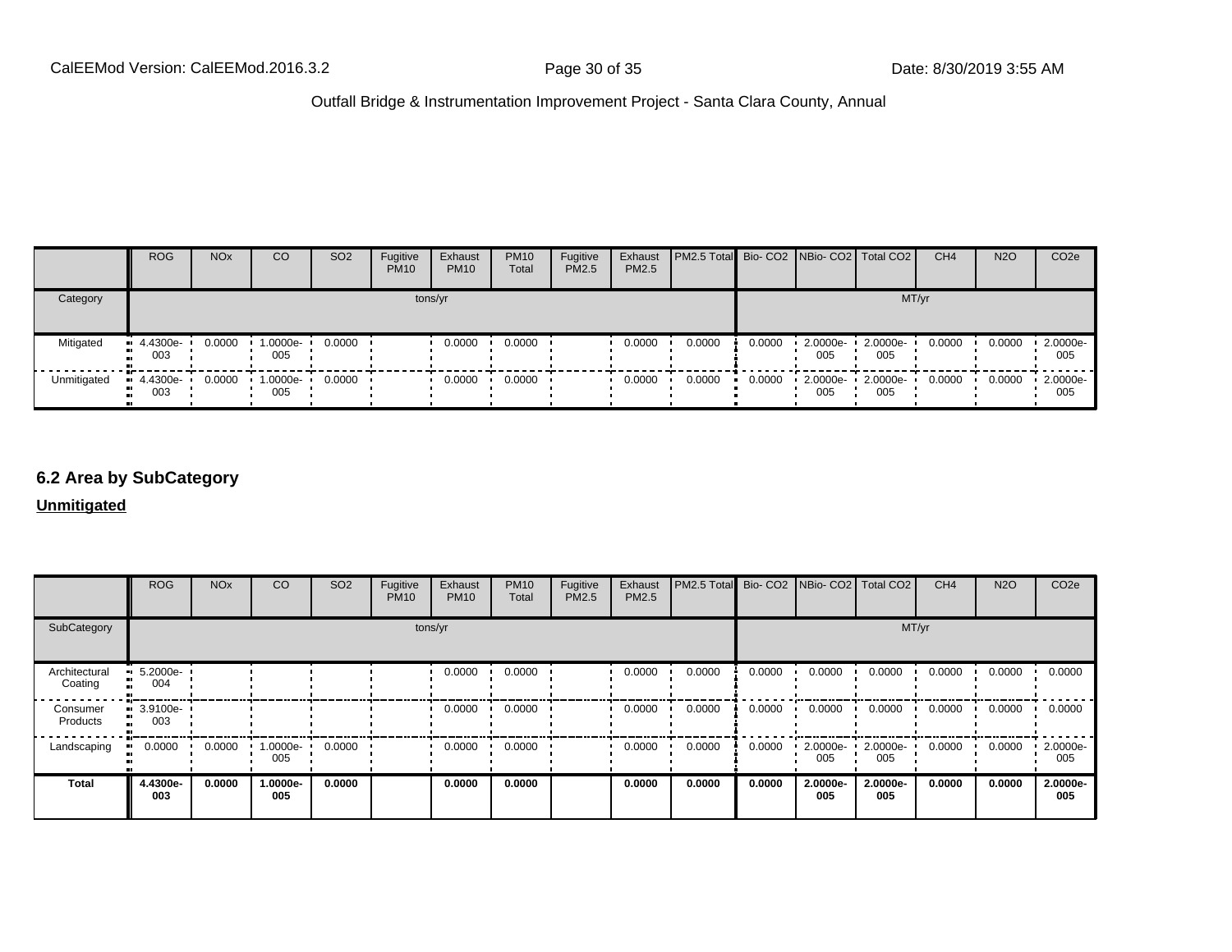| | ROG | NOx | CO | SO2 | Fugitive PM10 | Exhaust PM10 | PM10 Total | Fugitive PM2.5 | Exhaust PM2.5 | PM2.5 Total | Bio- CO2 | NBio- CO2 | Total CO2 | CH4 | N2O | CO2e |
|---|---|---|---|---|---|---|---|---|---|---|---|---|---|---|---|---|
| Category | tons/yr | | | | | | | | | | MT/yr | | | | | |
| Mitigated | 4.4300e-003 | 0.0000 | 1.0000e-005 | 0.0000 | | 0.0000 | 0.0000 | | 0.0000 | 0.0000 | 0.0000 | 2.0000e-005 | 2.0000e-005 | 0.0000 | 0.0000 | 2.0000e-005 |
| Unmitigated | 4.4300e-003 | 0.0000 | 1.0000e-005 | 0.0000 | | 0.0000 | 0.0000 | | 0.0000 | 0.0000 | 0.0000 | 2.0000e-005 | 2.0000e-005 | 0.0000 | 0.0000 | 2.0000e-005 |

## 6.2 Area by SubCategory

**Unmitigated**

| | ROG | NOx | CO | SO2 | Fugitive PM10 | Exhaust PM10 | PM10 Total | Fugitive PM2.5 | Exhaust PM2.5 | PM2.5 Total | Bio- CO2 | NBio- CO2 | Total CO2 | CH4 | N2O | CO2e |
|---|---|---|---|---|---|---|---|---|---|---|---|---|---|---|---|---|
| SubCategory | tons/yr | | | | | | | | | | MT/yr | | | | | |
| Architectural Coating | 5.2000e-004 | | | | | 0.0000 | 0.0000 | | 0.0000 | 0.0000 | 0.0000 | 0.0000 | 0.0000 | 0.0000 | 0.0000 | 0.0000 |
| Consumer Products | 3.9100e-003 | | | | | 0.0000 | 0.0000 | | 0.0000 | 0.0000 | 0.0000 | 0.0000 | 0.0000 | 0.0000 | 0.0000 | 0.0000 |
| Landscaping | 0.0000 | 0.0000 | 1.0000e-005 | 0.0000 | | 0.0000 | 0.0000 | | 0.0000 | 0.0000 | 0.0000 | 2.0000e-005 | 2.0000e-005 | 0.0000 | 0.0000 | 2.0000e-005 |
| **Total** | **4.4300e-003** | **0.0000** | **1.0000e-005** | **0.0000** | | **0.0000** | **0.0000** | | **0.0000** | **0.0000** | **0.0000** | **2.0000e-005** | **2.0000e-005** | **0.0000** | **0.0000** | **2.0000e-005** |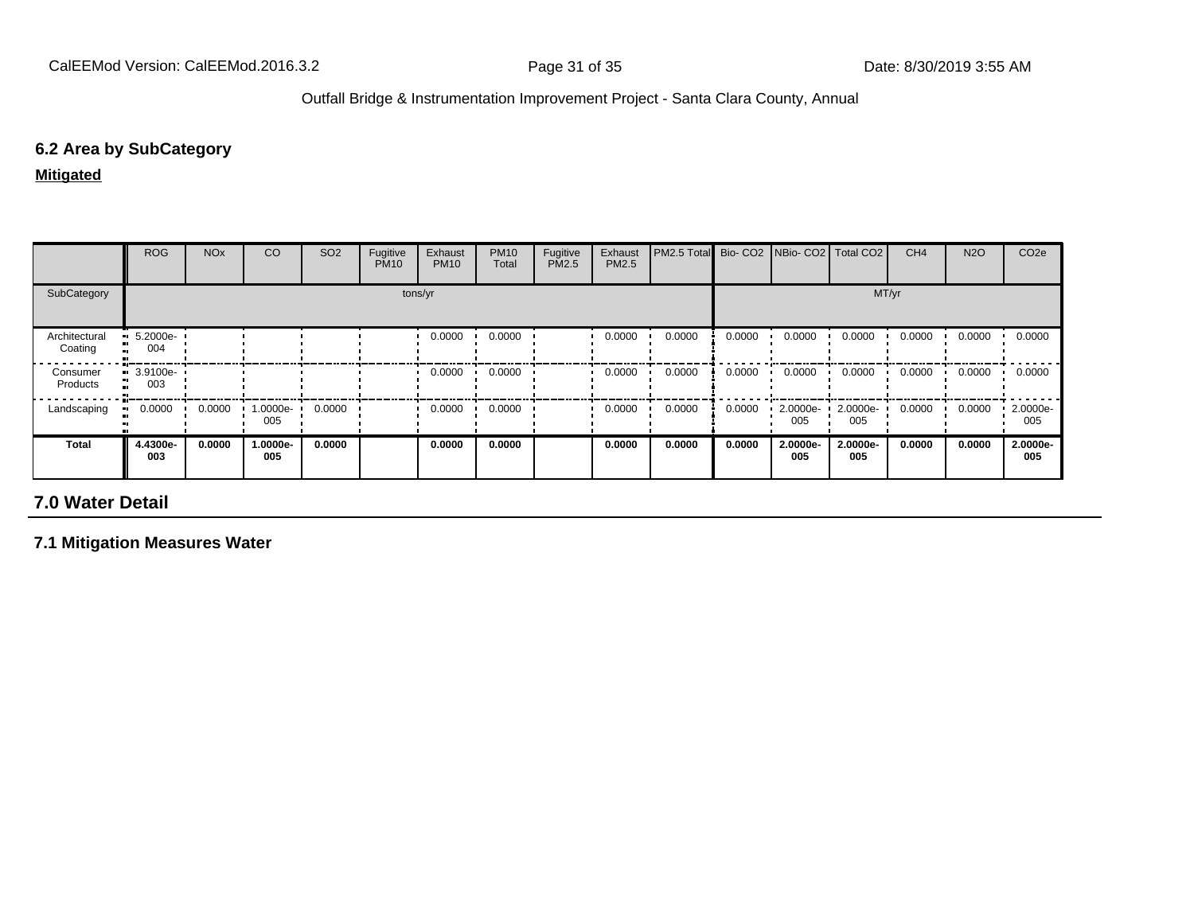### 6.2 Area by SubCategory

**Mitigated**

| | ROG | NOx | CO | SO2 | Fugitive PM10 | Exhaust PM10 | PM10 Total | Fugitive PM2.5 | Exhaust PM2.5 | PM2.5 Total | Bio- CO2 | NBio- CO2 | Total CO2 | CH4 | N2O | CO2e |
|---|---|---|---|---|---|---|---|---|---|---|---|---|---|---|---|---|
| SubCategory | tons/yr | | | | | | | | | | MT/yr | | | | | |
| Architectural Coating | 5.2000e-004 | | | | | 0.0000 | 0.0000 | | 0.0000 | 0.0000 | 0.0000 | 0.0000 | 0.0000 | 0.0000 | 0.0000 | 0.0000 |
| Consumer Products | 3.9100e-003 | | | | | 0.0000 | 0.0000 | | 0.0000 | 0.0000 | 0.0000 | 0.0000 | 0.0000 | 0.0000 | 0.0000 | 0.0000 |
| Landscaping | 0.0000 | 0.0000 | 1.0000e-005 | 0.0000 | | 0.0000 | 0.0000 | | 0.0000 | 0.0000 | 0.0000 | 2.0000e-005 | 2.0000e-005 | 0.0000 | 0.0000 | 2.0000e-005 |
| **Total** | **4.4300e-003** | **0.0000** | **1.0000e-005** | **0.0000** | | **0.0000** | **0.0000** | | **0.0000** | **0.0000** | **0.0000** | **2.0000e-005** | **2.0000e-005** | **0.0000** | **0.0000** | **2.0000e-005** |

## 7.0 Water Detail

### 7.1 Mitigation Measures Water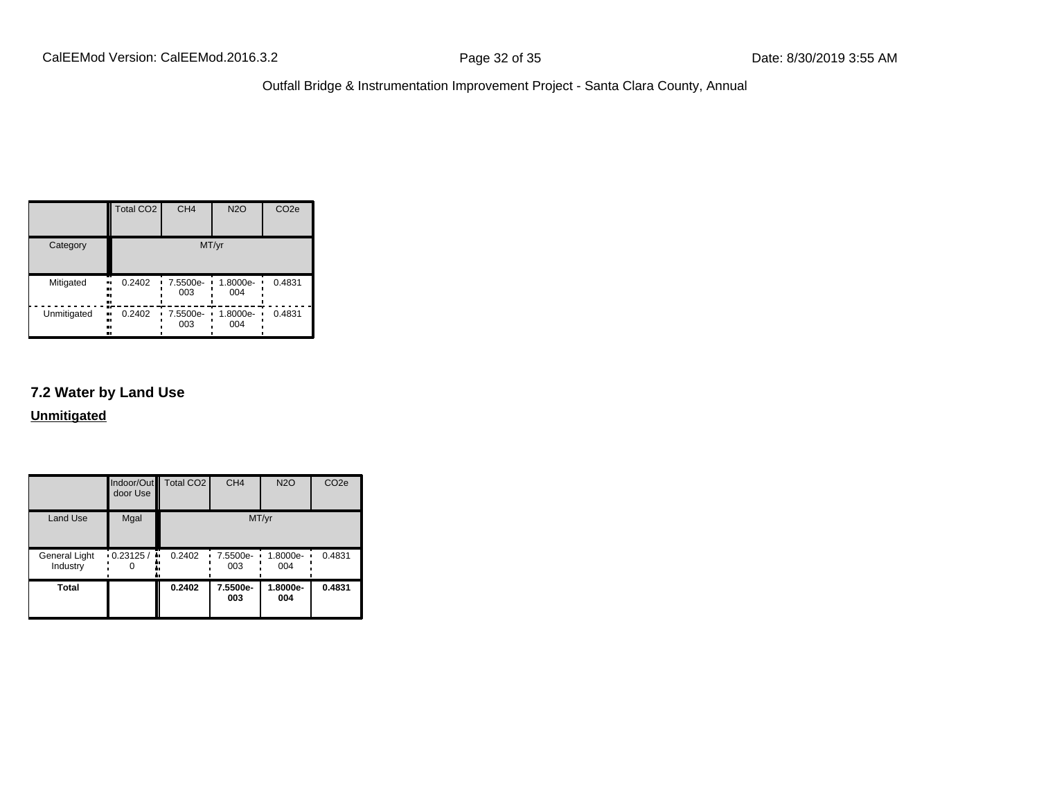|  | Total CO2 | CH4 | N2O | CO2e |
|---|---|---|---|---|
| Category | MT/yr | | | |
| Mitigated | 0.2402 | 7.5500e-003 | 1.8000e-004 | 0.4831 |
| Unmitigated | 0.2402 | 7.5500e-003 | 1.8000e-004 | 0.4831 |

## 7.2 Water by Land Use

**Unmitigated**

|  | Indoor/Outdoor Use | Total CO2 | CH4 | N2O | CO2e |
|---|---|---|---|---|---|
| Land Use | Mgal | MT/yr | | | |
| General Light Industry | 0.23125 / 0 | 0.2402 | 7.5500e-003 | 1.8000e-004 | 0.4831 |
| **Total** |  | **0.2402** | **7.5500e-003** | **1.8000e-004** | **0.4831** |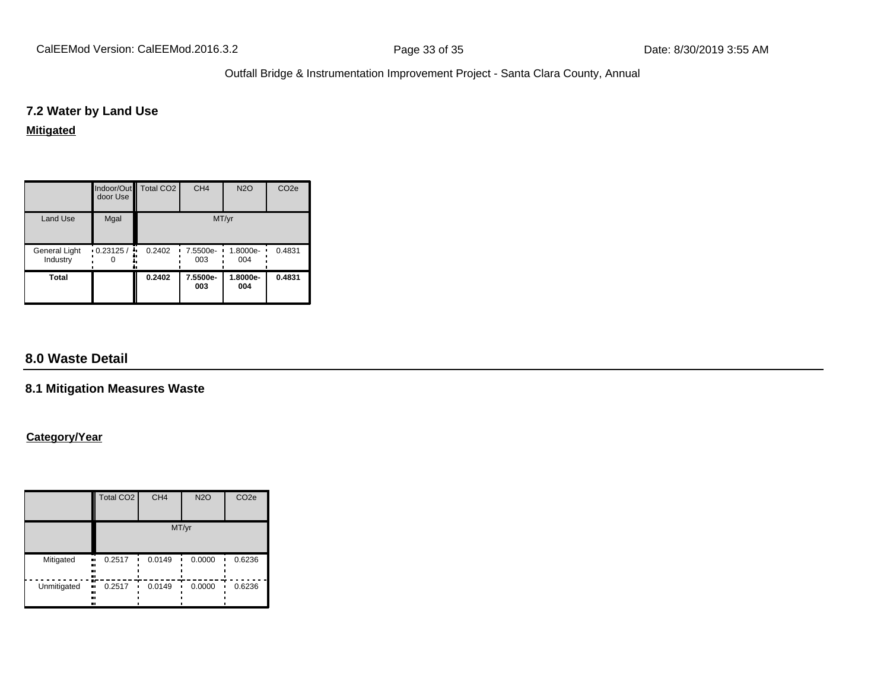### 7.2 Water by Land Use

**Mitigated**

| | Indoor/Outdoor Use | Total CO2 | CH4 | N2O | CO2e |
|---|---|---|---|---|---|
| Land Use | Mgal | MT/yr | | | |
| General Light Industry | 0.23125 / 0 | 0.2402 | 7.5500e-003 | 1.8000e-004 | 0.4831 |
| **Total** | | **0.2402** | **7.5500e-003** | **1.8000e-004** | **0.4831** |

## 8.0 Waste Detail

### 8.1 Mitigation Measures Waste

**Category/Year**

| | Total CO2 | CH4 | N2O | CO2e |
|---|---|---|---|---|
| | MT/yr | | | |
| Mitigated | 0.2517 | 0.0149 | 0.0000 | 0.6236 |
| Unmitigated | 0.2517 | 0.0149 | 0.0000 | 0.6236 |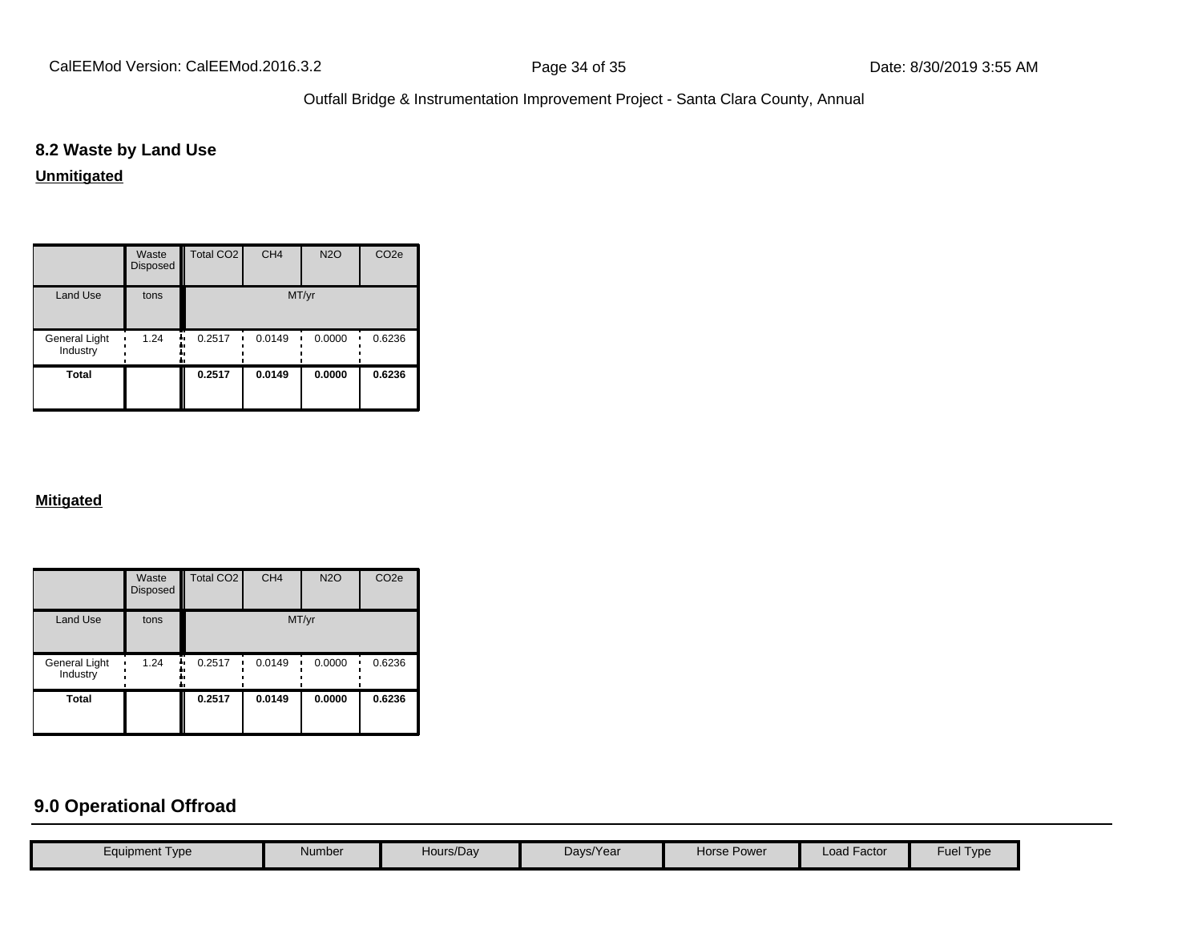## 8.2 Waste by Land Use

**Unmitigated**

| | Waste Disposed | Total CO2 | CH4 | N2O | CO2e |
|---|---|---|---|---|---|
| Land Use | tons | MT/yr | | | |
| General Light Industry | 1.24 | 0.2517 | 0.0149 | 0.0000 | 0.6236 |
| **Total** | | **0.2517** | **0.0149** | **0.0000** | **0.6236** |

**Mitigated**

| | Waste Disposed | Total CO2 | CH4 | N2O | CO2e |
|---|---|---|---|---|---|
| Land Use | tons | MT/yr | | | |
| General Light Industry | 1.24 | 0.2517 | 0.0149 | 0.0000 | 0.6236 |
| **Total** | | **0.2517** | **0.0149** | **0.0000** | **0.6236** |

## 9.0 Operational Offroad

| Equipment Type | Number | Hours/Day | Days/Year | Horse Power | Load Factor | Fuel Type |
|---|---|---|---|---|---|---|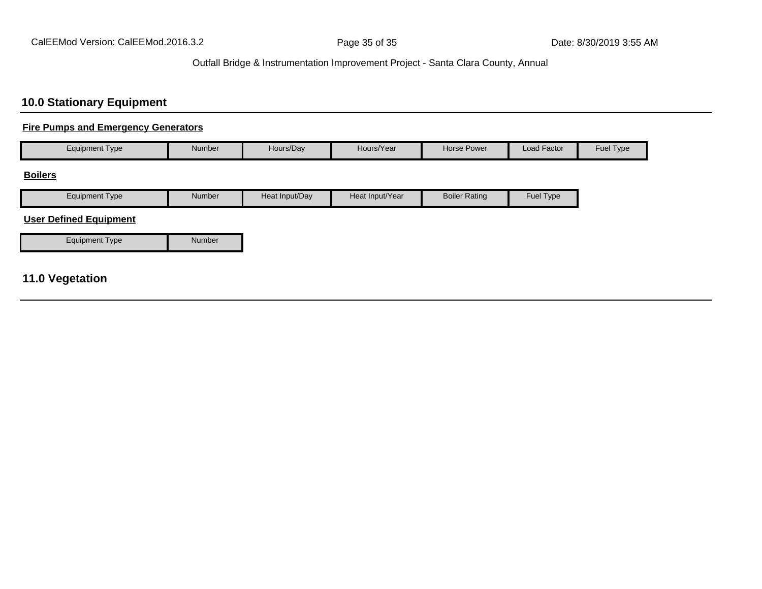## 10.0 Stationary Equipment

**Fire Pumps and Emergency Generators**

| Equipment Type | Number | Hours/Day | Hours/Year | Horse Power | Load Factor | Fuel Type |
|---|---|---|---|---|---|---|

**Boilers**

| Equipment Type | Number | Heat Input/Day | Heat Input/Year | Boiler Rating | Fuel Type |
|---|---|---|---|---|---|

**User Defined Equipment**

| Equipment Type | Number |
|---|---|

## 11.0 Vegetation